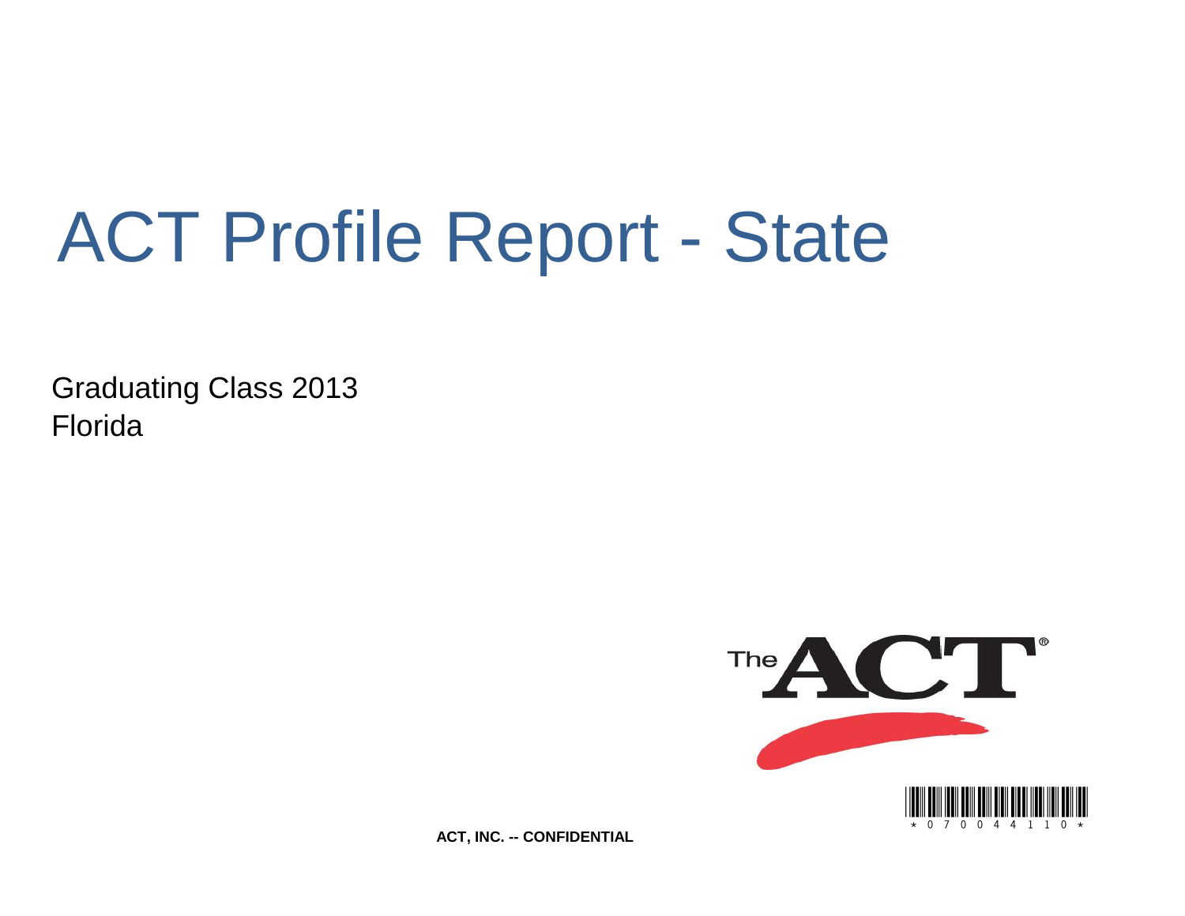# ACT Profile Report - State

Graduating Class 2013
Florida

ACT, INC. -- CONFIDENTIAL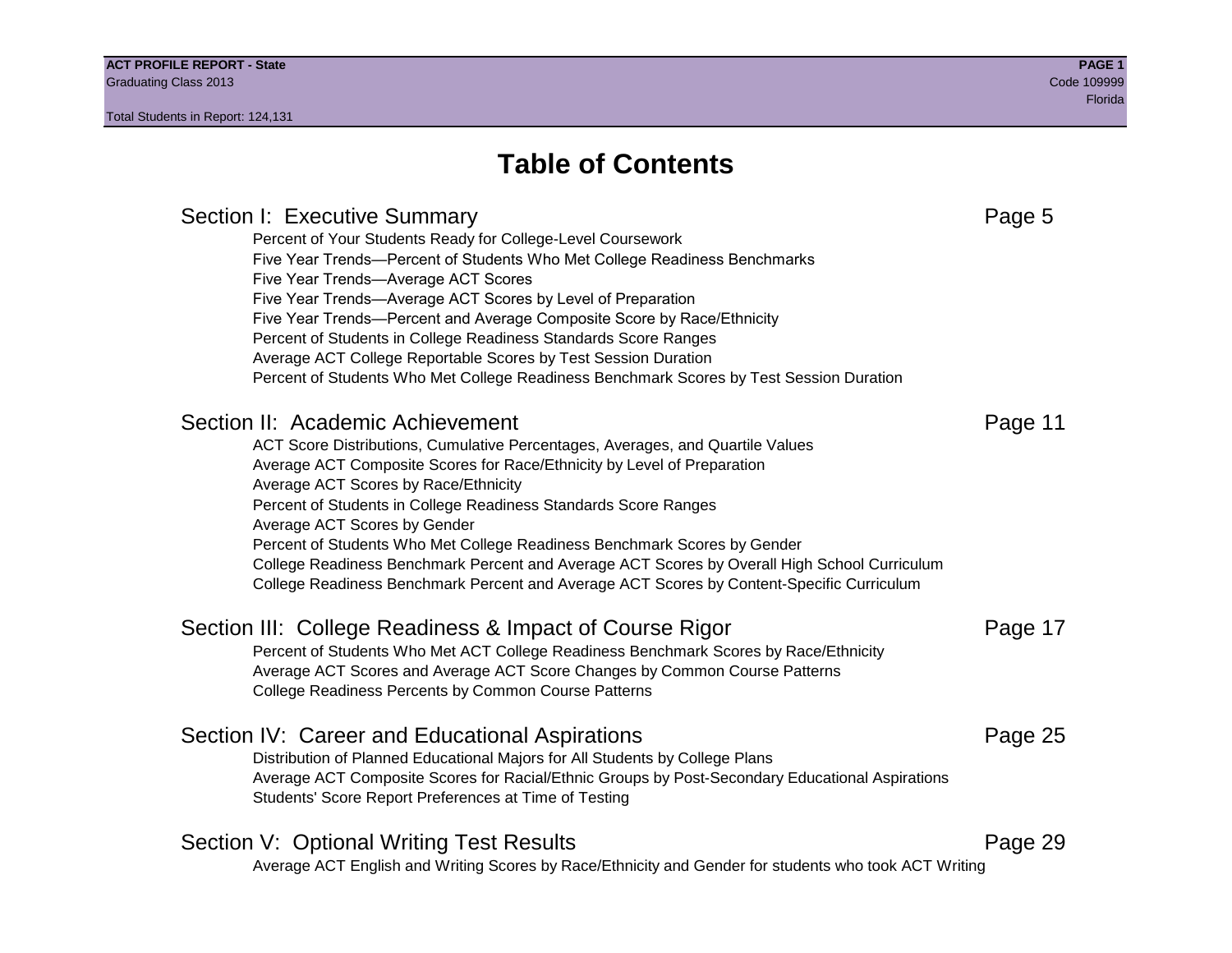# Table of Contents

## Section I: Executive Summary — Page 5

- Percent of Your Students Ready for College-Level Coursework
- Five Year Trends—Percent of Students Who Met College Readiness Benchmarks
- Five Year Trends—Average ACT Scores
- Five Year Trends—Average ACT Scores by Level of Preparation
- Five Year Trends—Percent and Average Composite Score by Race/Ethnicity
- Percent of Students in College Readiness Standards Score Ranges
- Average ACT College Reportable Scores by Test Session Duration
- Percent of Students Who Met College Readiness Benchmark Scores by Test Session Duration

## Section II: Academic Achievement — Page 11

- ACT Score Distributions, Cumulative Percentages, Averages, and Quartile Values
- Average ACT Composite Scores for Race/Ethnicity by Level of Preparation
- Average ACT Scores by Race/Ethnicity
- Percent of Students in College Readiness Standards Score Ranges
- Average ACT Scores by Gender
- Percent of Students Who Met College Readiness Benchmark Scores by Gender
- College Readiness Benchmark Percent and Average ACT Scores by Overall High School Curriculum
- College Readiness Benchmark Percent and Average ACT Scores by Content-Specific Curriculum

## Section III: College Readiness & Impact of Course Rigor — Page 17

- Percent of Students Who Met ACT College Readiness Benchmark Scores by Race/Ethnicity
- Average ACT Scores and Average ACT Score Changes by Common Course Patterns
- College Readiness Percents by Common Course Patterns

## Section IV: Career and Educational Aspirations — Page 25

- Distribution of Planned Educational Majors for All Students by College Plans
- Average ACT Composite Scores for Racial/Ethnic Groups by Post-Secondary Educational Aspirations
- Students' Score Report Preferences at Time of Testing

## Section V: Optional Writing Test Results — Page 29

- Average ACT English and Writing Scores by Race/Ethnicity and Gender for students who took ACT Writing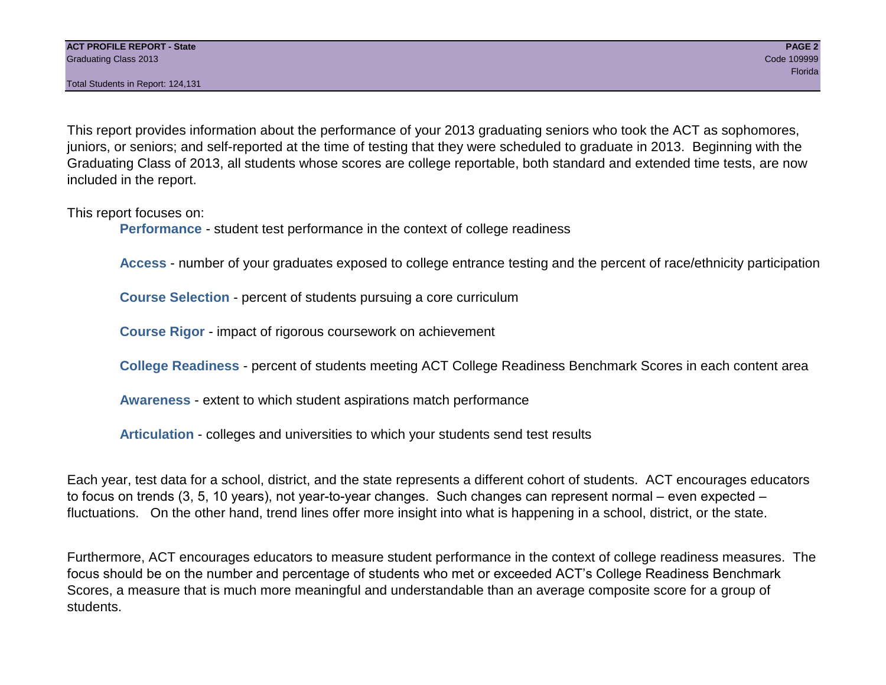This report provides information about the performance of your 2013 graduating seniors who took the ACT as sophomores, juniors, or seniors; and self-reported at the time of testing that they were scheduled to graduate in 2013. Beginning with the Graduating Class of 2013, all students whose scores are college reportable, both standard and extended time tests, are now included in the report.

This report focuses on:

**Performance** - student test performance in the context of college readiness

**Access** - number of your graduates exposed to college entrance testing and the percent of race/ethnicity participation

**Course Selection** - percent of students pursuing a core curriculum

**Course Rigor** - impact of rigorous coursework on achievement

**College Readiness** - percent of students meeting ACT College Readiness Benchmark Scores in each content area

**Awareness** - extent to which student aspirations match performance

**Articulation** - colleges and universities to which your students send test results

Each year, test data for a school, district, and the state represents a different cohort of students. ACT encourages educators to focus on trends (3, 5, 10 years), not year-to-year changes. Such changes can represent normal – even expected – fluctuations. On the other hand, trend lines offer more insight into what is happening in a school, district, or the state.

Furthermore, ACT encourages educators to measure student performance in the context of college readiness measures. The focus should be on the number and percentage of students who met or exceeded ACT's College Readiness Benchmark Scores, a measure that is much more meaningful and understandable than an average composite score for a group of students.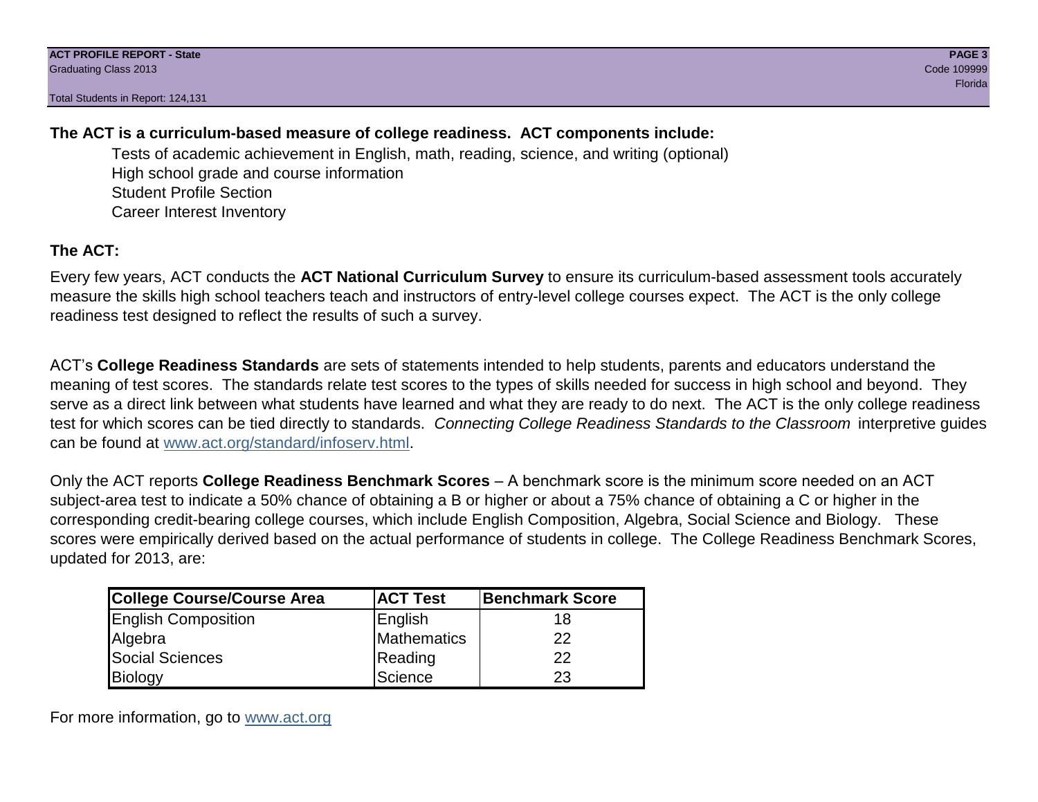**The ACT is a curriculum-based measure of college readiness. ACT components include:**

- Tests of academic achievement in English, math, reading, science, and writing (optional)
- High school grade and course information
- Student Profile Section
- Career Interest Inventory

## The ACT:

Every few years, ACT conducts the **ACT National Curriculum Survey** to ensure its curriculum-based assessment tools accurately measure the skills high school teachers teach and instructors of entry-level college courses expect. The ACT is the only college readiness test designed to reflect the results of such a survey.

ACT's **College Readiness Standards** are sets of statements intended to help students, parents and educators understand the meaning of test scores. The standards relate test scores to the types of skills needed for success in high school and beyond. They serve as a direct link between what students have learned and what they are ready to do next. The ACT is the only college readiness test for which scores can be tied directly to standards. *Connecting College Readiness Standards to the Classroom* interpretive guides can be found at www.act.org/standard/infoserv.html.

Only the ACT reports **College Readiness Benchmark Scores** – A benchmark score is the minimum score needed on an ACT subject-area test to indicate a 50% chance of obtaining a B or higher or about a 75% chance of obtaining a C or higher in the corresponding credit-bearing college courses, which include English Composition, Algebra, Social Science and Biology. These scores were empirically derived based on the actual performance of students in college. The College Readiness Benchmark Scores, updated for 2013, are:

| College Course/Course Area | ACT Test | Benchmark Score |
|---|---|---|
| English Composition | English | 18 |
| Algebra | Mathematics | 22 |
| Social Sciences | Reading | 22 |
| Biology | Science | 23 |

For more information, go to www.act.org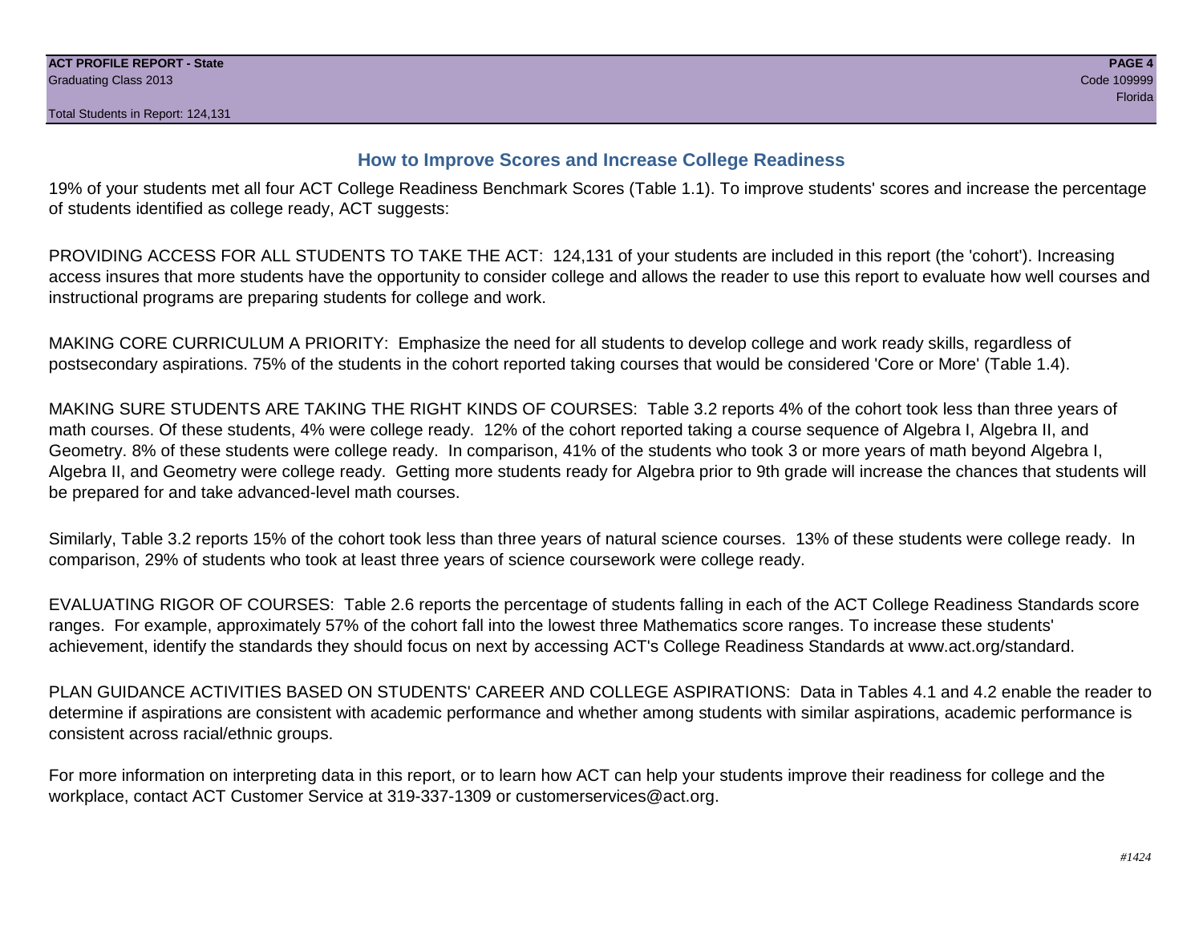## How to Improve Scores and Increase College Readiness

19% of your students met all four ACT College Readiness Benchmark Scores (Table 1.1). To improve students' scores and increase the percentage of students identified as college ready, ACT suggests:

PROVIDING ACCESS FOR ALL STUDENTS TO TAKE THE ACT: 124,131 of your students are included in this report (the 'cohort'). Increasing access insures that more students have the opportunity to consider college and allows the reader to use this report to evaluate how well courses and instructional programs are preparing students for college and work.

MAKING CORE CURRICULUM A PRIORITY: Emphasize the need for all students to develop college and work ready skills, regardless of postsecondary aspirations. 75% of the students in the cohort reported taking courses that would be considered 'Core or More' (Table 1.4).

MAKING SURE STUDENTS ARE TAKING THE RIGHT KINDS OF COURSES: Table 3.2 reports 4% of the cohort took less than three years of math courses. Of these students, 4% were college ready. 12% of the cohort reported taking a course sequence of Algebra I, Algebra II, and Geometry. 8% of these students were college ready. In comparison, 41% of the students who took 3 or more years of math beyond Algebra I, Algebra II, and Geometry were college ready. Getting more students ready for Algebra prior to 9th grade will increase the chances that students will be prepared for and take advanced-level math courses.

Similarly, Table 3.2 reports 15% of the cohort took less than three years of natural science courses. 13% of these students were college ready. In comparison, 29% of students who took at least three years of science coursework were college ready.

EVALUATING RIGOR OF COURSES: Table 2.6 reports the percentage of students falling in each of the ACT College Readiness Standards score ranges. For example, approximately 57% of the cohort fall into the lowest three Mathematics score ranges. To increase these students' achievement, identify the standards they should focus on next by accessing ACT's College Readiness Standards at www.act.org/standard.

PLAN GUIDANCE ACTIVITIES BASED ON STUDENTS' CAREER AND COLLEGE ASPIRATIONS: Data in Tables 4.1 and 4.2 enable the reader to determine if aspirations are consistent with academic performance and whether among students with similar aspirations, academic performance is consistent across racial/ethnic groups.

For more information on interpreting data in this report, or to learn how ACT can help your students improve their readiness for college and the workplace, contact ACT Customer Service at 319-337-1309 or customerservices@act.org.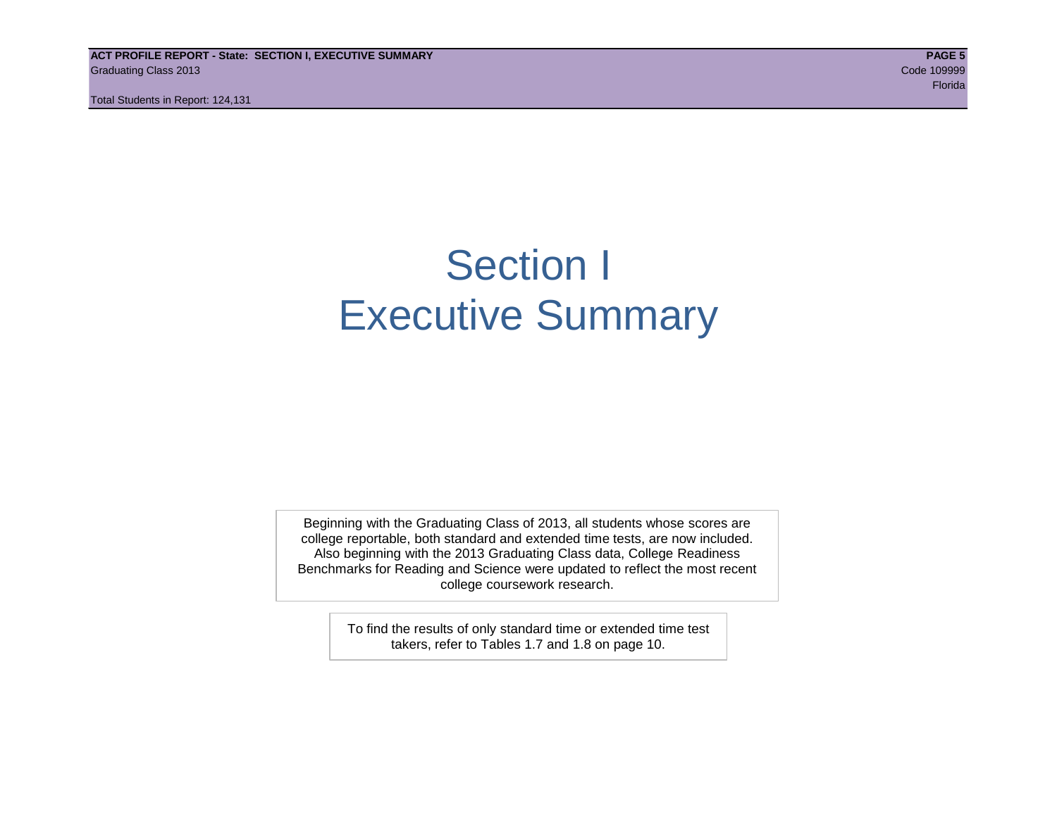# Section I
# Executive Summary

Beginning with the Graduating Class of 2013, all students whose scores are college reportable, both standard and extended time tests, are now included. Also beginning with the 2013 Graduating Class data, College Readiness Benchmarks for Reading and Science were updated to reflect the most recent college coursework research.

To find the results of only standard time or extended time test takers, refer to Tables 1.7 and 1.8 on page 10.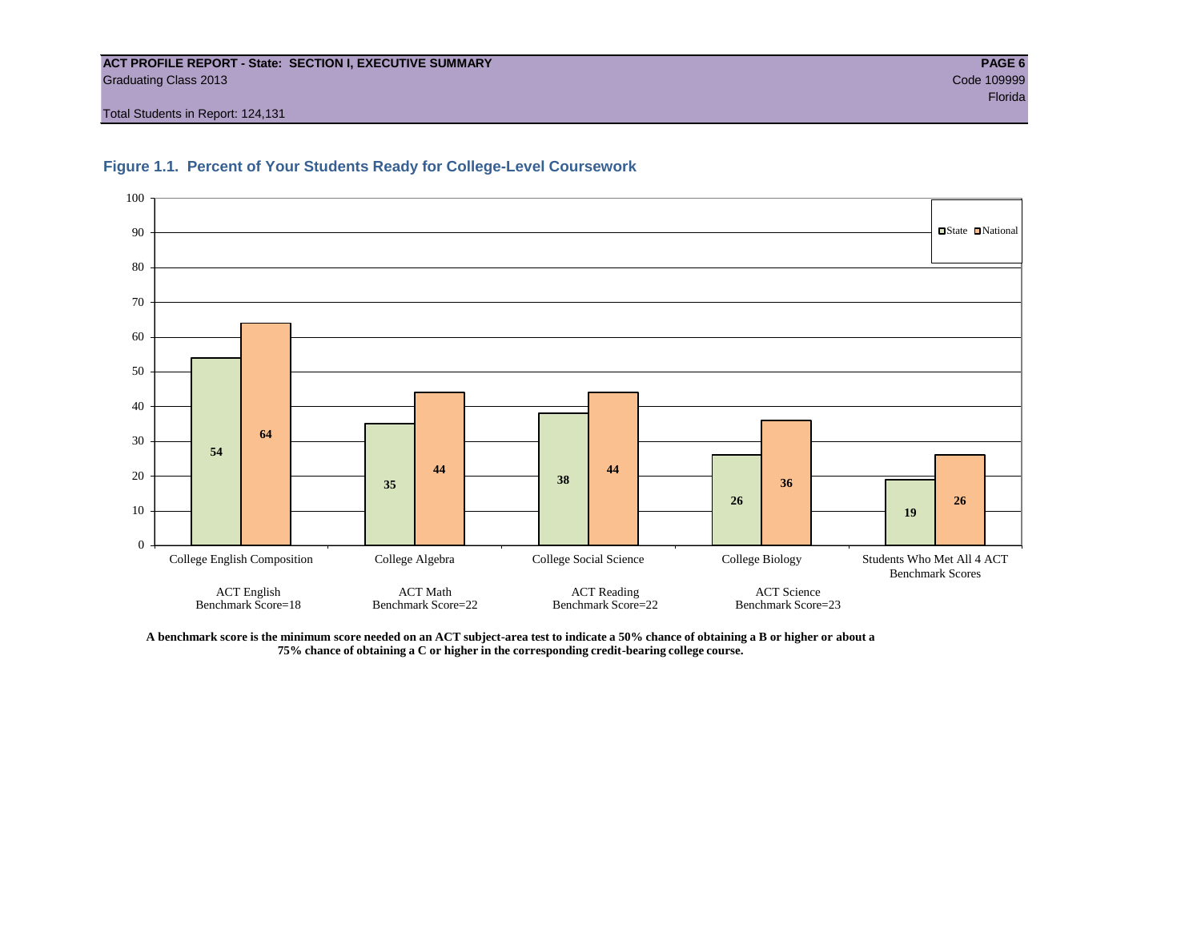**ACT PROFILE REPORT - State: SECTION I, EXECUTIVE SUMMARY**
Graduating Class 2013
Code 109999
Florida

Total Students in Report: 124,131

### Figure 1.1. Percent of Your Students Ready for College-Level Coursework

| | State | National |
|---|---|---|
| College English Composition (ACT English Benchmark Score=18) | 54 | 64 |
| College Algebra (ACT Math Benchmark Score=22) | 35 | 44 |
| College Social Science (ACT Reading Benchmark Score=22) | 38 | 44 |
| College Biology (ACT Science Benchmark Score=23) | 26 | 36 |
| Students Who Met All 4 ACT Benchmark Scores | 19 | 26 |

**A benchmark score is the minimum score needed on an ACT subject-area test to indicate a 50% chance of obtaining a B or higher or about a 75% chance of obtaining a C or higher in the corresponding credit-bearing college course.**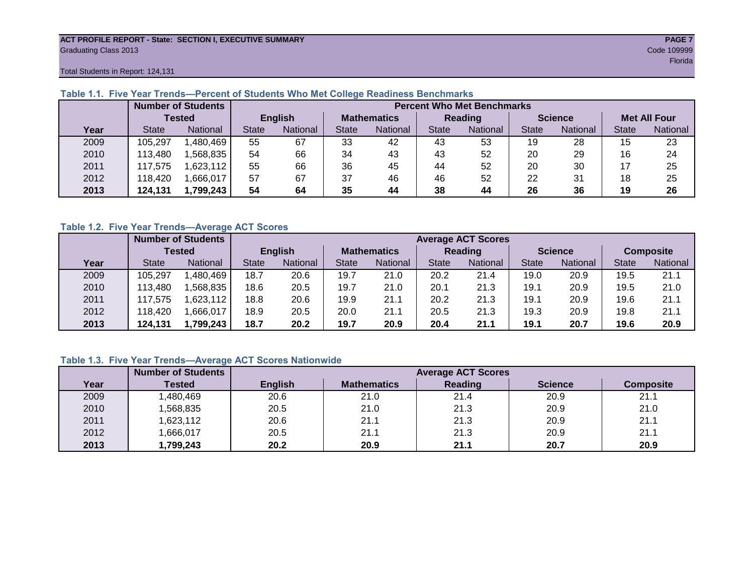ACT PROFILE REPORT - State: SECTION I, EXECUTIVE SUMMARY
Graduating Class 2013
Code 109999
Florida
Total Students in Report: 124,131

### Table 1.1. Five Year Trends—Percent of Students Who Met College Readiness Benchmarks

| | Number of Students Tested | | Percent Who Met Benchmarks | | | | | | | | | |
|---|---|---|---|---|---|---|---|---|---|---|---|---|
| | | | English | | Mathematics | | Reading | | Science | | Met All Four | |
| Year | State | National | State | National | State | National | State | National | State | National | State | National |
| 2009 | 105,297 | 1,480,469 | 55 | 67 | 33 | 42 | 43 | 53 | 19 | 28 | 15 | 23 |
| 2010 | 113,480 | 1,568,835 | 54 | 66 | 34 | 43 | 43 | 52 | 20 | 29 | 16 | 24 |
| 2011 | 117,575 | 1,623,112 | 55 | 66 | 36 | 45 | 44 | 52 | 20 | 30 | 17 | 25 |
| 2012 | 118,420 | 1,666,017 | 57 | 67 | 37 | 46 | 46 | 52 | 22 | 31 | 18 | 25 |
| **2013** | **124,131** | **1,799,243** | **54** | **64** | **35** | **44** | **38** | **44** | **26** | **36** | **19** | **26** |

### Table 1.2. Five Year Trends—Average ACT Scores

| | Number of Students Tested | | Average ACT Scores | | | | | | | | | |
|---|---|---|---|---|---|---|---|---|---|---|---|---|
| | | | English | | Mathematics | | Reading | | Science | | Composite | |
| Year | State | National | State | National | State | National | State | National | State | National | State | National |
| 2009 | 105,297 | 1,480,469 | 18.7 | 20.6 | 19.7 | 21.0 | 20.2 | 21.4 | 19.0 | 20.9 | 19.5 | 21.1 |
| 2010 | 113,480 | 1,568,835 | 18.6 | 20.5 | 19.7 | 21.0 | 20.1 | 21.3 | 19.1 | 20.9 | 19.5 | 21.0 |
| 2011 | 117,575 | 1,623,112 | 18.8 | 20.6 | 19.9 | 21.1 | 20.2 | 21.3 | 19.1 | 20.9 | 19.6 | 21.1 |
| 2012 | 118,420 | 1,666,017 | 18.9 | 20.5 | 20.0 | 21.1 | 20.5 | 21.3 | 19.3 | 20.9 | 19.8 | 21.1 |
| **2013** | **124,131** | **1,799,243** | **18.7** | **20.2** | **19.7** | **20.9** | **20.4** | **21.1** | **19.1** | **20.7** | **19.6** | **20.9** |

### Table 1.3. Five Year Trends—Average ACT Scores Nationwide

| | Number of Students | Average ACT Scores | | | | |
|---|---|---|---|---|---|---|
| Year | Tested | English | Mathematics | Reading | Science | Composite |
| 2009 | 1,480,469 | 20.6 | 21.0 | 21.4 | 20.9 | 21.1 |
| 2010 | 1,568,835 | 20.5 | 21.0 | 21.3 | 20.9 | 21.0 |
| 2011 | 1,623,112 | 20.6 | 21.1 | 21.3 | 20.9 | 21.1 |
| 2012 | 1,666,017 | 20.5 | 21.1 | 21.3 | 20.9 | 21.1 |
| **2013** | **1,799,243** | **20.2** | **20.9** | **21.1** | **20.7** | **20.9** |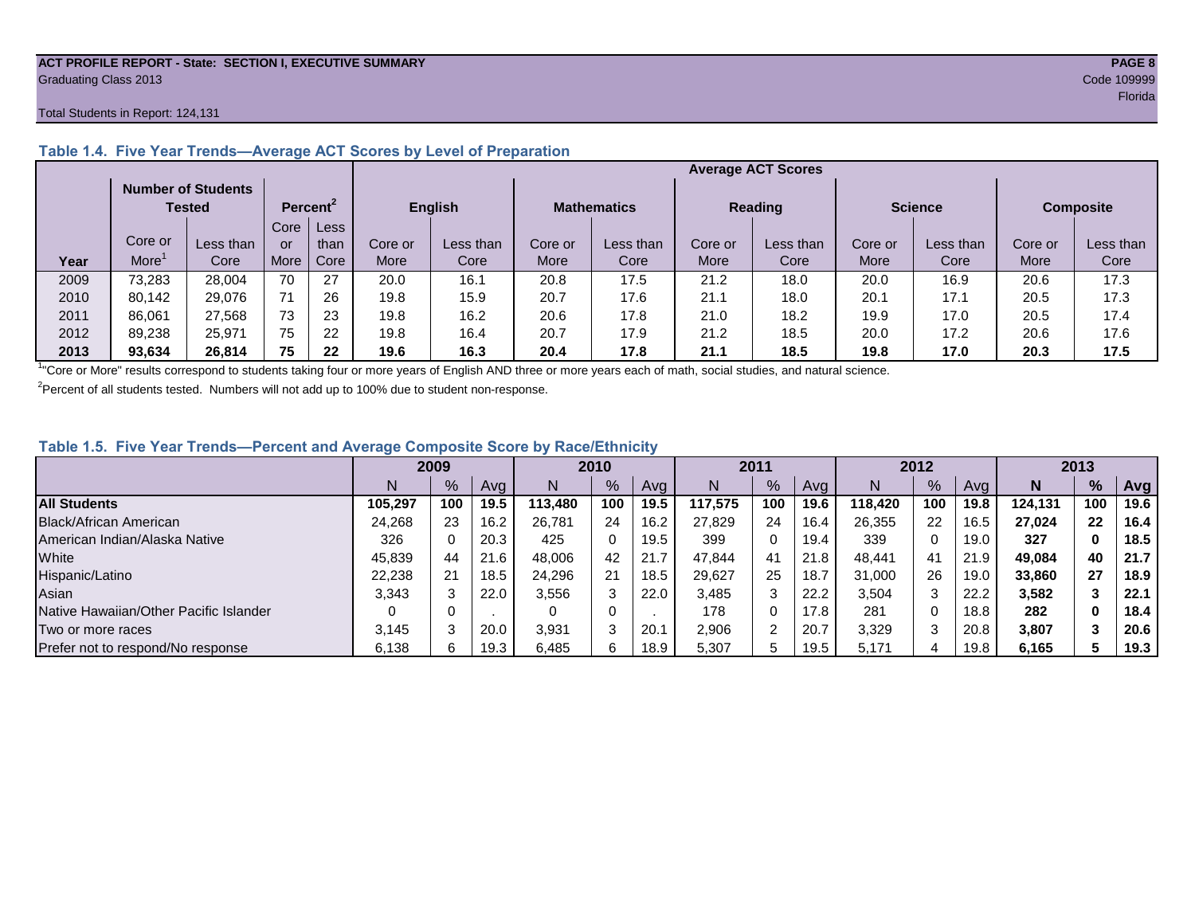**ACT PROFILE REPORT - State: SECTION I, EXECUTIVE SUMMARY**
Graduating Class 2013
Code 109999
Florida

Total Students in Report: 124,131

### Table 1.4. Five Year Trends—Average ACT Scores by Level of Preparation

| | Number of Students Tested | | Percent[2] | | Average ACT Scores | | | | | | | | | |
|---|---|---|---|---|---|---|---|---|---|---|---|---|---|---|
| | | | | | English | | Mathematics | | Reading | | Science | | Composite | |
| Year | Core or More[1] | Less than Core | Core or More | Less than Core | Core or More | Less than Core | Core or More | Less than Core | Core or More | Less than Core | Core or More | Less than Core | Core or More | Less than Core |
| 2009 | 73,283 | 28,004 | 70 | 27 | 20.0 | 16.1 | 20.8 | 17.5 | 21.2 | 18.0 | 20.0 | 16.9 | 20.6 | 17.3 |
| 2010 | 80,142 | 29,076 | 71 | 26 | 19.8 | 15.9 | 20.7 | 17.6 | 21.1 | 18.0 | 20.1 | 17.1 | 20.5 | 17.3 |
| 2011 | 86,061 | 27,568 | 73 | 23 | 19.8 | 16.2 | 20.6 | 17.8 | 21.0 | 18.2 | 19.9 | 17.0 | 20.5 | 17.4 |
| 2012 | 89,238 | 25,971 | 75 | 22 | 19.8 | 16.4 | 20.7 | 17.9 | 21.2 | 18.5 | 20.0 | 17.2 | 20.6 | 17.6 |
| **2013** | **93,634** | **26,814** | **75** | **22** | **19.6** | **16.3** | **20.4** | **17.8** | **21.1** | **18.5** | **19.8** | **17.0** | **20.3** | **17.5** |

[1] "Core or More" results correspond to students taking four or more years of English AND three or more years each of math, social studies, and natural science.

[2] Percent of all students tested. Numbers will not add up to 100% due to student non-response.

### Table 1.5. Five Year Trends—Percent and Average Composite Score by Race/Ethnicity

| | 2009 | | | 2010 | | | 2011 | | | 2012 | | | **2013** | | |
|---|---|---|---|---|---|---|---|---|---|---|---|---|---|---|---|
| | N | % | Avg | N | % | Avg | N | % | Avg | N | % | Avg | **N** | **%** | **Avg** |
| **All Students** | **105,297** | **100** | **19.5** | **113,480** | **100** | **19.5** | **117,575** | **100** | **19.6** | **118,420** | **100** | **19.8** | **124,131** | **100** | **19.6** |
| Black/African American | 24,268 | 23 | 16.2 | 26,781 | 24 | 16.2 | 27,829 | 24 | 16.4 | 26,355 | 22 | 16.5 | **27,024** | **22** | **16.4** |
| American Indian/Alaska Native | 326 | 0 | 20.3 | 425 | 0 | 19.5 | 399 | 0 | 19.4 | 339 | 0 | 19.0 | **327** | **0** | **18.5** |
| White | 45,839 | 44 | 21.6 | 48,006 | 42 | 21.7 | 47,844 | 41 | 21.8 | 48,441 | 41 | 21.9 | **49,084** | **40** | **21.7** |
| Hispanic/Latino | 22,238 | 21 | 18.5 | 24,296 | 21 | 18.5 | 29,627 | 25 | 18.7 | 31,000 | 26 | 19.0 | **33,860** | **27** | **18.9** |
| Asian | 3,343 | 3 | 22.0 | 3,556 | 3 | 22.0 | 3,485 | 3 | 22.2 | 3,504 | 3 | 22.2 | **3,582** | **3** | **22.1** |
| Native Hawaiian/Other Pacific Islander | 0 | 0 | . | 0 | 0 | . | 178 | 0 | 17.8 | 281 | 0 | 18.8 | **282** | **0** | **18.4** |
| Two or more races | 3,145 | 3 | 20.0 | 3,931 | 3 | 20.1 | 2,906 | 2 | 20.7 | 3,329 | 3 | 20.8 | **3,807** | **3** | **20.6** |
| Prefer not to respond/No response | 6,138 | 6 | 19.3 | 6,485 | 6 | 18.9 | 5,307 | 5 | 19.5 | 5,171 | 4 | 19.8 | **6,165** | **5** | **19.3** |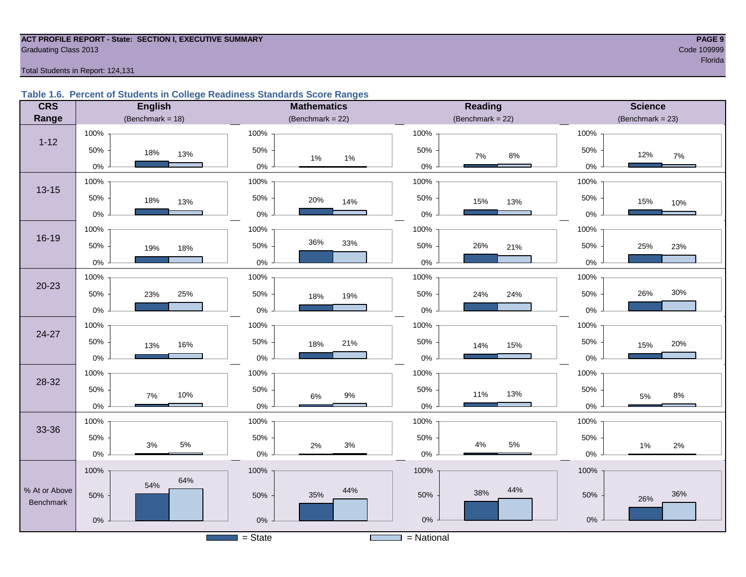**ACT PROFILE REPORT - State: SECTION I, EXECUTIVE SUMMARY**
Graduating Class 2013

Code 109999
Florida

Total Students in Report: 124,131

### Table 1.6. Percent of Students in College Readiness Standards Score Ranges

| CRS Range | English (Benchmark = 18) State | English National | Mathematics (Benchmark = 22) State | Mathematics National | Reading (Benchmark = 22) State | Reading National | Science (Benchmark = 23) State | Science National |
|---|---|---|---|---|---|---|---|---|
| 1-12 | 18% | 13% | 1% | 1% | 7% | 8% | 12% | 7% |
| 13-15 | 18% | 13% | 20% | 14% | 15% | 13% | 15% | 10% |
| 16-19 | 19% | 18% | 36% | 33% | 26% | 21% | 25% | 23% |
| 20-23 | 23% | 25% | 18% | 19% | 24% | 24% | 26% | 30% |
| 24-27 | 13% | 16% | 18% | 21% | 14% | 15% | 15% | 20% |
| 28-32 | 7% | 10% | 6% | 9% | 11% | 13% | 5% | 8% |
| 33-36 | 3% | 5% | 2% | 3% | 4% | 5% | 1% | 2% |
| % At or Above Benchmark | 54% | 64% | 35% | 44% | 38% | 44% | 26% | 36% |

= State    = National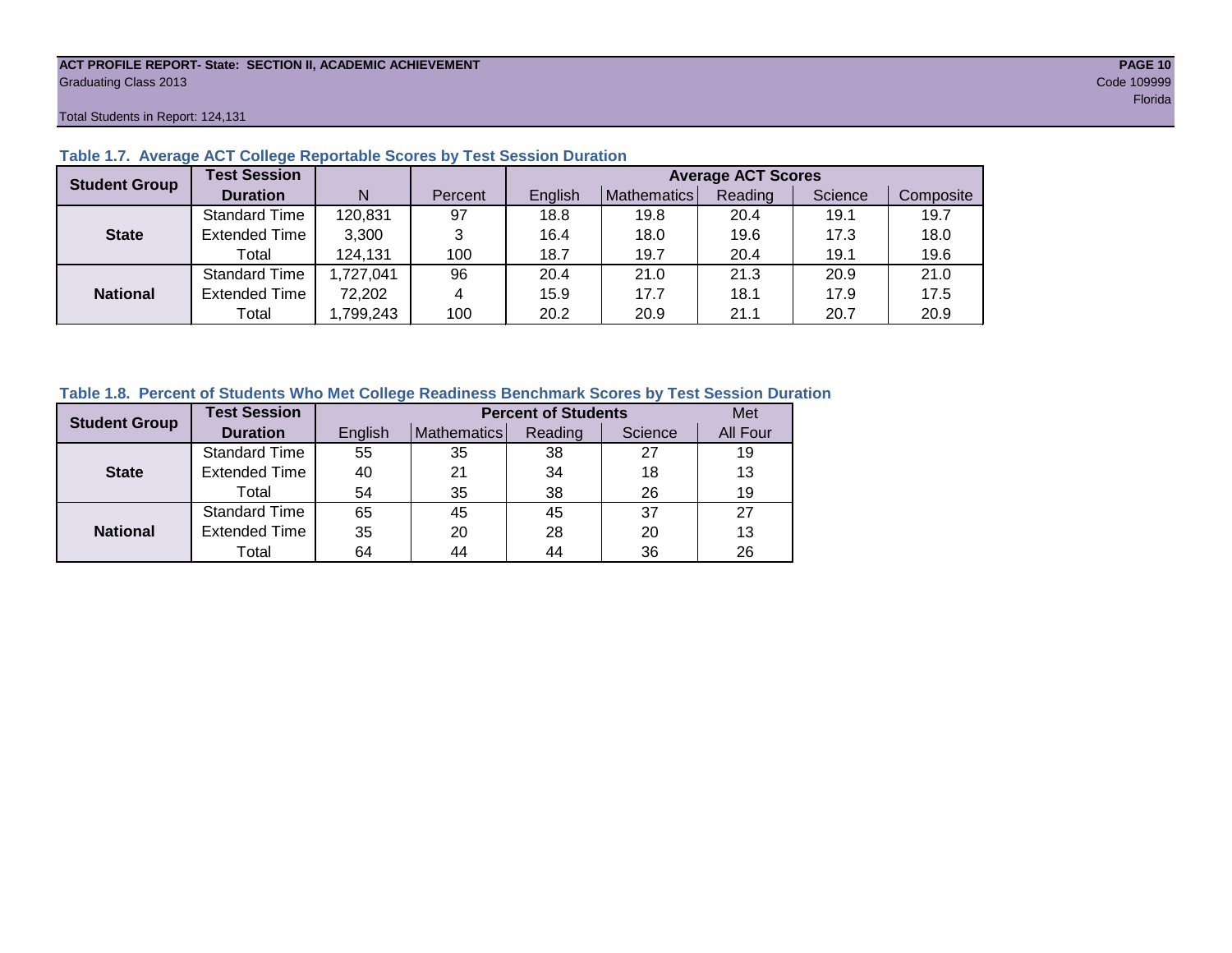### Table 1.7. Average ACT College Reportable Scores by Test Session Duration

| Student Group | Test Session Duration | N | Percent | Average ACT Scores | | | | |
|---|---|---|---|---|---|---|---|---|
| | | | | English | Mathematics | Reading | Science | Composite |
| State | Standard Time | 120,831 | 97 | 18.8 | 19.8 | 20.4 | 19.1 | 19.7 |
| | Extended Time | 3,300 | 3 | 16.4 | 18.0 | 19.6 | 17.3 | 18.0 |
| | Total | 124,131 | 100 | 18.7 | 19.7 | 20.4 | 19.1 | 19.6 |
| National | Standard Time | 1,727,041 | 96 | 20.4 | 21.0 | 21.3 | 20.9 | 21.0 |
| | Extended Time | 72,202 | 4 | 15.9 | 17.7 | 18.1 | 17.9 | 17.5 |
| | Total | 1,799,243 | 100 | 20.2 | 20.9 | 21.1 | 20.7 | 20.9 |

### Table 1.8. Percent of Students Who Met College Readiness Benchmark Scores by Test Session Duration

| Student Group | Test Session Duration | Percent of Students | | | | Met |
|---|---|---|---|---|---|---|
| | | English | Mathematics | Reading | Science | All Four |
| State | Standard Time | 55 | 35 | 38 | 27 | 19 |
| | Extended Time | 40 | 21 | 34 | 18 | 13 |
| | Total | 54 | 35 | 38 | 26 | 19 |
| National | Standard Time | 65 | 45 | 45 | 37 | 27 |
| | Extended Time | 35 | 20 | 28 | 20 | 13 |
| | Total | 64 | 44 | 44 | 36 | 26 |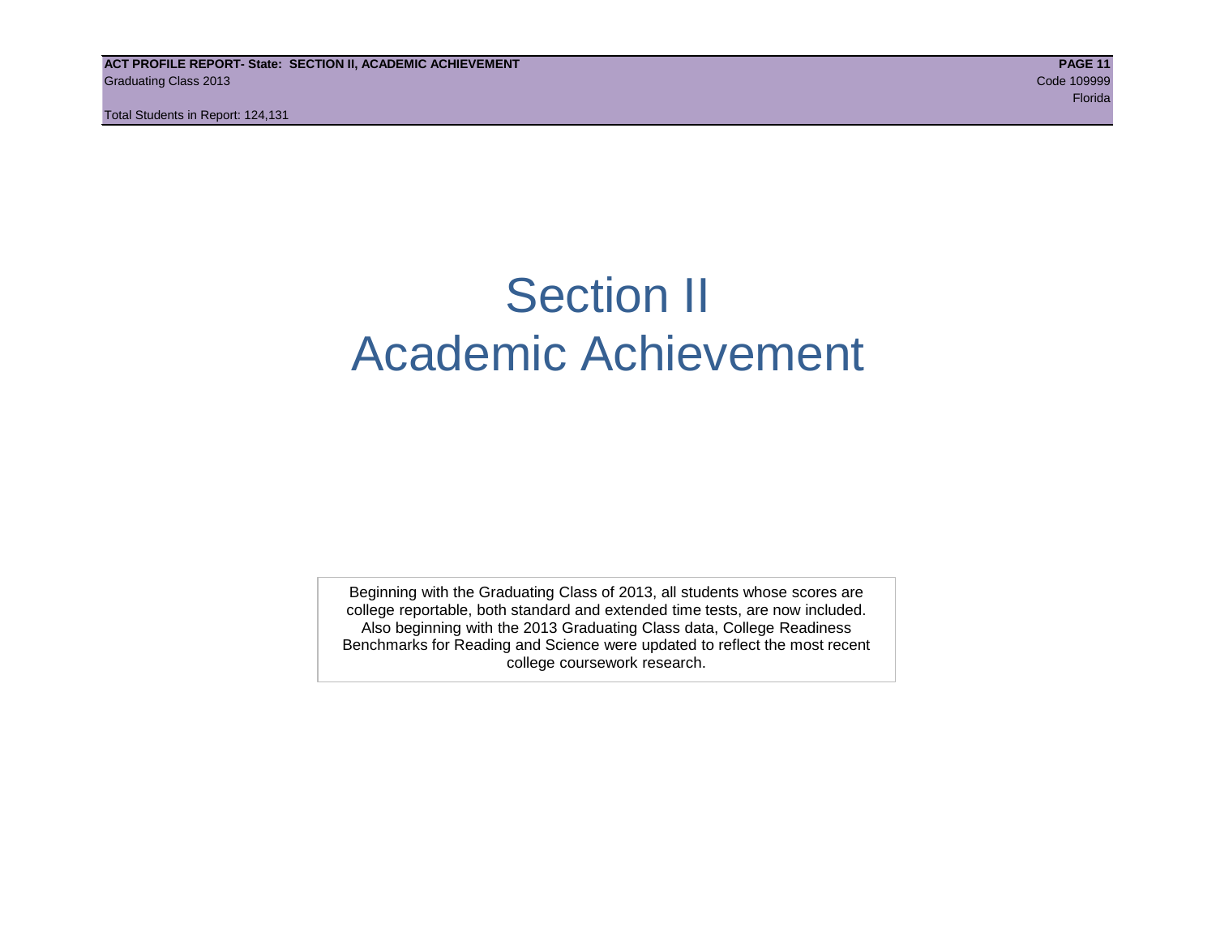# Section II
# Academic Achievement

Beginning with the Graduating Class of 2013, all students whose scores are college reportable, both standard and extended time tests, are now included. Also beginning with the 2013 Graduating Class data, College Readiness Benchmarks for Reading and Science were updated to reflect the most recent college coursework research.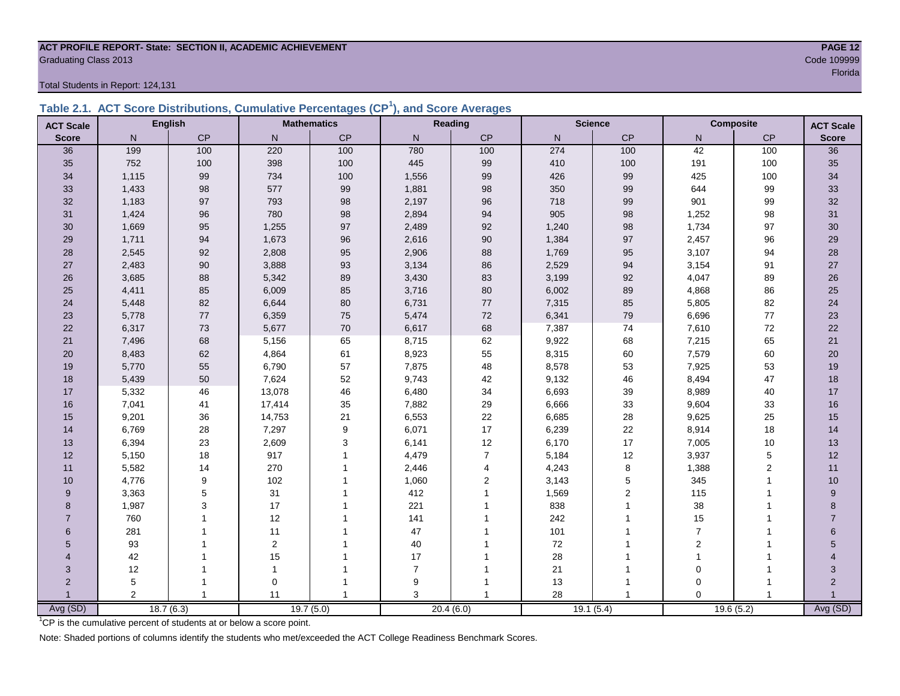**ACT PROFILE REPORT- State: SECTION II, ACADEMIC ACHIEVEMENT**

Graduating Class 2013

Code 109999

Florida

Total Students in Report: 124,131

### Table 2.1. ACT Score Distributions, Cumulative Percentages (CP[1]), and Score Averages

| ACT Scale Score | English N | English CP | Mathematics N | Mathematics CP | Reading N | Reading CP | Science N | Science CP | Composite N | Composite CP | ACT Scale Score |
|---|---|---|---|---|---|---|---|---|---|---|---|
| 36 | 199 | 100 | 220 | 100 | 780 | 100 | 274 | 100 | 42 | 100 | 36 |
| 35 | 752 | 100 | 398 | 100 | 445 | 99 | 410 | 100 | 191 | 100 | 35 |
| 34 | 1,115 | 99 | 734 | 100 | 1,556 | 99 | 426 | 99 | 425 | 100 | 34 |
| 33 | 1,433 | 98 | 577 | 99 | 1,881 | 98 | 350 | 99 | 644 | 99 | 33 |
| 32 | 1,183 | 97 | 793 | 98 | 2,197 | 96 | 718 | 99 | 901 | 99 | 32 |
| 31 | 1,424 | 96 | 780 | 98 | 2,894 | 94 | 905 | 98 | 1,252 | 98 | 31 |
| 30 | 1,669 | 95 | 1,255 | 97 | 2,489 | 92 | 1,240 | 98 | 1,734 | 97 | 30 |
| 29 | 1,711 | 94 | 1,673 | 96 | 2,616 | 90 | 1,384 | 97 | 2,457 | 96 | 29 |
| 28 | 2,545 | 92 | 2,808 | 95 | 2,906 | 88 | 1,769 | 95 | 3,107 | 94 | 28 |
| 27 | 2,483 | 90 | 3,888 | 93 | 3,134 | 86 | 2,529 | 94 | 3,154 | 91 | 27 |
| 26 | 3,685 | 88 | 5,342 | 89 | 3,430 | 83 | 3,199 | 92 | 4,047 | 89 | 26 |
| 25 | 4,411 | 85 | 6,009 | 85 | 3,716 | 80 | 6,002 | 89 | 4,868 | 86 | 25 |
| 24 | 5,448 | 82 | 6,644 | 80 | 6,731 | 77 | 7,315 | 85 | 5,805 | 82 | 24 |
| 23 | 5,778 | 77 | 6,359 | 75 | 5,474 | 72 | 6,341 | 79 | 6,696 | 77 | 23 |
| 22 | 6,317 | 73 | 5,677 | 70 | 6,617 | 68 | 7,387 | 74 | 7,610 | 72 | 22 |
| 21 | 7,496 | 68 | 5,156 | 65 | 8,715 | 62 | 9,922 | 68 | 7,215 | 65 | 21 |
| 20 | 8,483 | 62 | 4,864 | 61 | 8,923 | 55 | 8,315 | 60 | 7,579 | 60 | 20 |
| 19 | 5,770 | 55 | 6,790 | 57 | 7,875 | 48 | 8,578 | 53 | 7,925 | 53 | 19 |
| 18 | 5,439 | 50 | 7,624 | 52 | 9,743 | 42 | 9,132 | 46 | 8,494 | 47 | 18 |
| 17 | 5,332 | 46 | 13,078 | 46 | 6,480 | 34 | 6,693 | 39 | 8,989 | 40 | 17 |
| 16 | 7,041 | 41 | 17,414 | 35 | 7,882 | 29 | 6,666 | 33 | 9,604 | 33 | 16 |
| 15 | 9,201 | 36 | 14,753 | 21 | 6,553 | 22 | 6,685 | 28 | 9,625 | 25 | 15 |
| 14 | 6,769 | 28 | 7,297 | 9 | 6,071 | 17 | 6,239 | 22 | 8,914 | 18 | 14 |
| 13 | 6,394 | 23 | 2,609 | 3 | 6,141 | 12 | 6,170 | 17 | 7,005 | 10 | 13 |
| 12 | 5,150 | 18 | 917 | 1 | 4,479 | 7 | 5,184 | 12 | 3,937 | 5 | 12 |
| 11 | 5,582 | 14 | 270 | 1 | 2,446 | 4 | 4,243 | 8 | 1,388 | 2 | 11 |
| 10 | 4,776 | 9 | 102 | 1 | 1,060 | 2 | 3,143 | 5 | 345 | 1 | 10 |
| 9 | 3,363 | 5 | 31 | 1 | 412 | 1 | 1,569 | 2 | 115 | 1 | 9 |
| 8 | 1,987 | 3 | 17 | 1 | 221 | 1 | 838 | 1 | 38 | 1 | 8 |
| 7 | 760 | 1 | 12 | 1 | 141 | 1 | 242 | 1 | 15 | 1 | 7 |
| 6 | 281 | 1 | 11 | 1 | 47 | 1 | 101 | 1 | 7 | 1 | 6 |
| 5 | 93 | 1 | 2 | 1 | 40 | 1 | 72 | 1 | 2 | 1 | 5 |
| 4 | 42 | 1 | 15 | 1 | 17 | 1 | 28 | 1 | 1 | 1 | 4 |
| 3 | 12 | 1 | 1 | 1 | 7 | 1 | 21 | 1 | 0 | 1 | 3 |
| 2 | 5 | 1 | 0 | 1 | 9 | 1 | 13 | 1 | 0 | 1 | 2 |
| 1 | 2 | 1 | 11 | 1 | 3 | 1 | 28 | 1 | 0 | 1 | 1 |
| Avg (SD) | 18.7 (6.3) | | 19.7 (5.0) | | 20.4 (6.0) | | 19.1 (5.4) | | 19.6 (5.2) | | Avg (SD) |

[1]CP is the cumulative percent of students at or below a score point.

Note: Shaded portions of columns identify the students who met/exceeded the ACT College Readiness Benchmark Scores.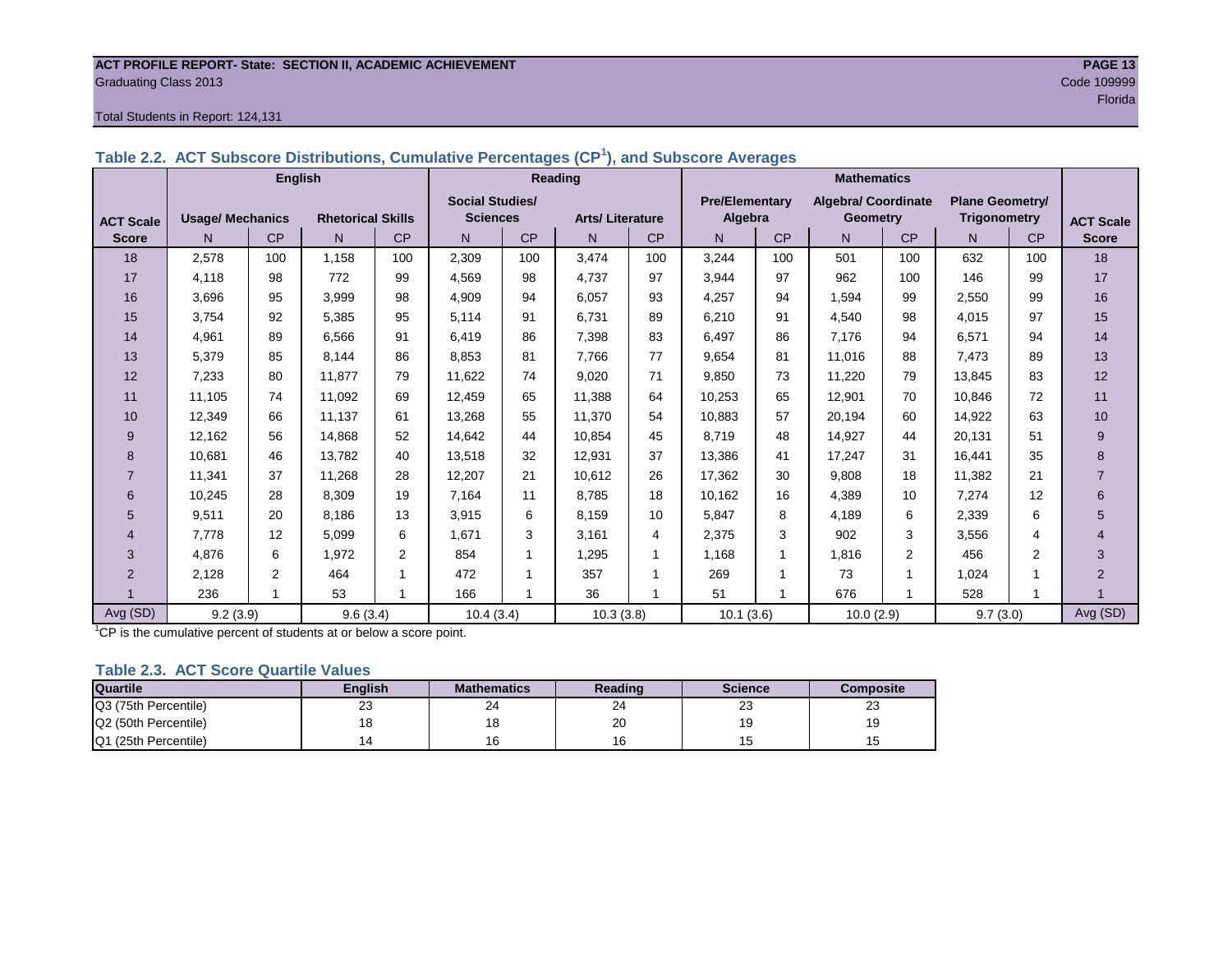ACT PROFILE REPORT- State: SECTION II, ACADEMIC ACHIEVEMENT

Graduating Class 2013

Code 109999

Florida

Total Students in Report: 124,131

### Table 2.2. ACT Subscore Distributions, Cumulative Percentages (CP[1]), and Subscore Averages

| | English | | | | Reading | | | | Mathematics | | | | | | |
|---|---|---|---|---|---|---|---|---|---|---|---|---|---|---|---|
| ACT Scale Score | Usage/ Mechanics | | Rhetorical Skills | | Social Studies/ Sciences | | Arts/ Literature | | Pre/Elementary Algebra | | Algebra/ Coordinate Geometry | | Plane Geometry/ Trigonometry | | ACT Scale Score |
| | N | CP | N | CP | N | CP | N | CP | N | CP | N | CP | N | CP | |
| 18 | 2,578 | 100 | 1,158 | 100 | 2,309 | 100 | 3,474 | 100 | 3,244 | 100 | 501 | 100 | 632 | 100 | 18 |
| 17 | 4,118 | 98 | 772 | 99 | 4,569 | 98 | 4,737 | 97 | 3,944 | 97 | 962 | 100 | 146 | 99 | 17 |
| 16 | 3,696 | 95 | 3,999 | 98 | 4,909 | 94 | 6,057 | 93 | 4,257 | 94 | 1,594 | 99 | 2,550 | 99 | 16 |
| 15 | 3,754 | 92 | 5,385 | 95 | 5,114 | 91 | 6,731 | 89 | 6,210 | 91 | 4,540 | 98 | 4,015 | 97 | 15 |
| 14 | 4,961 | 89 | 6,566 | 91 | 6,419 | 86 | 7,398 | 83 | 6,497 | 86 | 7,176 | 94 | 6,571 | 94 | 14 |
| 13 | 5,379 | 85 | 8,144 | 86 | 8,853 | 81 | 7,766 | 77 | 9,654 | 81 | 11,016 | 88 | 7,473 | 89 | 13 |
| 12 | 7,233 | 80 | 11,877 | 79 | 11,622 | 74 | 9,020 | 71 | 9,850 | 73 | 11,220 | 79 | 13,845 | 83 | 12 |
| 11 | 11,105 | 74 | 11,092 | 69 | 12,459 | 65 | 11,388 | 64 | 10,253 | 65 | 12,901 | 70 | 10,846 | 72 | 11 |
| 10 | 12,349 | 66 | 11,137 | 61 | 13,268 | 55 | 11,370 | 54 | 10,883 | 57 | 20,194 | 60 | 14,922 | 63 | 10 |
| 9 | 12,162 | 56 | 14,868 | 52 | 14,642 | 44 | 10,854 | 45 | 8,719 | 48 | 14,927 | 44 | 20,131 | 51 | 9 |
| 8 | 10,681 | 46 | 13,782 | 40 | 13,518 | 32 | 12,931 | 37 | 13,386 | 41 | 17,247 | 31 | 16,441 | 35 | 8 |
| 7 | 11,341 | 37 | 11,268 | 28 | 12,207 | 21 | 10,612 | 26 | 17,362 | 30 | 9,808 | 18 | 11,382 | 21 | 7 |
| 6 | 10,245 | 28 | 8,309 | 19 | 7,164 | 11 | 8,785 | 18 | 10,162 | 16 | 4,389 | 10 | 7,274 | 12 | 6 |
| 5 | 9,511 | 20 | 8,186 | 13 | 3,915 | 6 | 8,159 | 10 | 5,847 | 8 | 4,189 | 6 | 2,339 | 6 | 5 |
| 4 | 7,778 | 12 | 5,099 | 6 | 1,671 | 3 | 3,161 | 4 | 2,375 | 3 | 902 | 3 | 3,556 | 4 | 4 |
| 3 | 4,876 | 6 | 1,972 | 2 | 854 | 1 | 1,295 | 1 | 1,168 | 1 | 1,816 | 2 | 456 | 2 | 3 |
| 2 | 2,128 | 2 | 464 | 1 | 472 | 1 | 357 | 1 | 269 | 1 | 73 | 1 | 1,024 | 1 | 2 |
| 1 | 236 | 1 | 53 | 1 | 166 | 1 | 36 | 1 | 51 | 1 | 676 | 1 | 528 | 1 | 1 |
| Avg (SD) | 9.2 (3.9) | | 9.6 (3.4) | | 10.4 (3.4) | | 10.3 (3.8) | | 10.1 (3.6) | | 10.0 (2.9) | | 9.7 (3.0) | | Avg (SD) |

[1]CP is the cumulative percent of students at or below a score point.

### Table 2.3. ACT Score Quartile Values

| Quartile | English | Mathematics | Reading | Science | Composite |
|---|---|---|---|---|---|
| Q3 (75th Percentile) | 23 | 24 | 24 | 23 | 23 |
| Q2 (50th Percentile) | 18 | 18 | 20 | 19 | 19 |
| Q1 (25th Percentile) | 14 | 16 | 16 | 15 | 15 |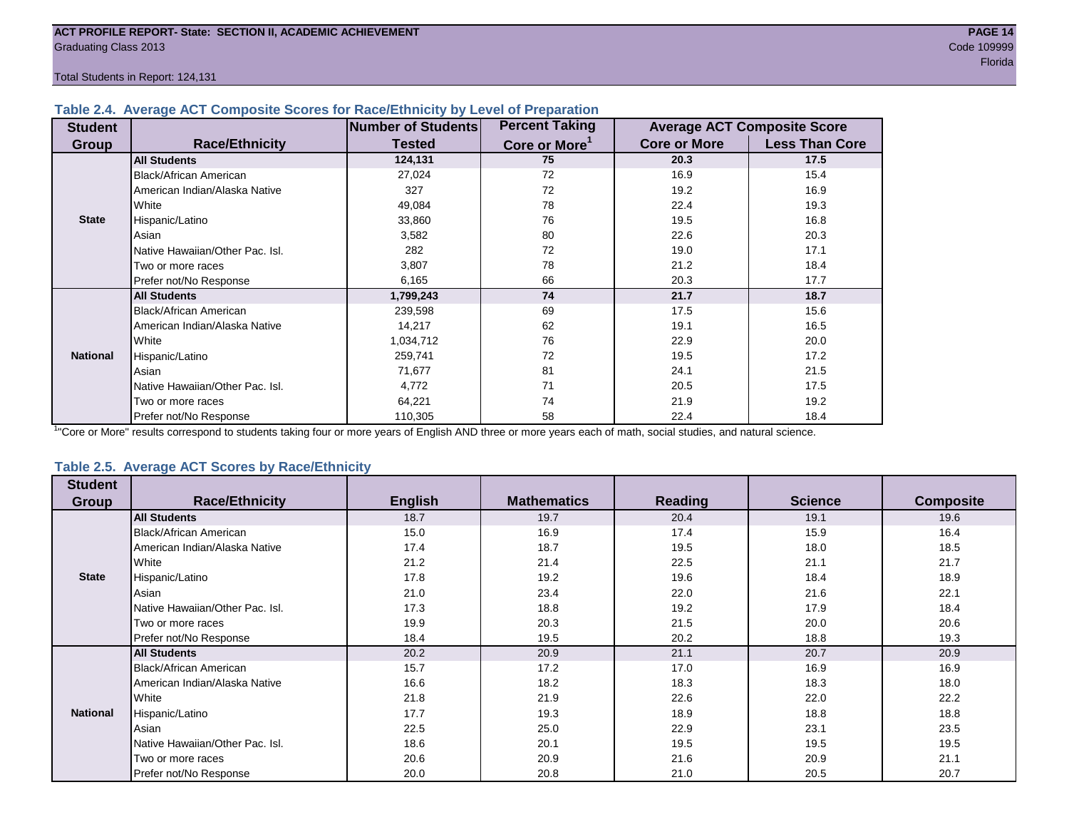ACT PROFILE REPORT- State: SECTION II, ACADEMIC ACHIEVEMENT
Graduating Class 2013
Code 109999
Florida

Total Students in Report: 124,131

### Table 2.4. Average ACT Composite Scores for Race/Ethnicity by Level of Preparation

| Student Group | Race/Ethnicity | Number of Students Tested | Percent Taking Core or More[1] | Average ACT Composite Score: Core or More | Average ACT Composite Score: Less Than Core |
|---|---|---|---|---|---|
| State | **All Students** | **124,131** | **75** | **20.3** | **17.5** |
| | Black/African American | 27,024 | 72 | 16.9 | 15.4 |
| | American Indian/Alaska Native | 327 | 72 | 19.2 | 16.9 |
| | White | 49,084 | 78 | 22.4 | 19.3 |
| | Hispanic/Latino | 33,860 | 76 | 19.5 | 16.8 |
| | Asian | 3,582 | 80 | 22.6 | 20.3 |
| | Native Hawaiian/Other Pac. Isl. | 282 | 72 | 19.0 | 17.1 |
| | Two or more races | 3,807 | 78 | 21.2 | 18.4 |
| | Prefer not/No Response | 6,165 | 66 | 20.3 | 17.7 |
| National | **All Students** | **1,799,243** | **74** | **21.7** | **18.7** |
| | Black/African American | 239,598 | 69 | 17.5 | 15.6 |
| | American Indian/Alaska Native | 14,217 | 62 | 19.1 | 16.5 |
| | White | 1,034,712 | 76 | 22.9 | 20.0 |
| | Hispanic/Latino | 259,741 | 72 | 19.5 | 17.2 |
| | Asian | 71,677 | 81 | 24.1 | 21.5 |
| | Native Hawaiian/Other Pac. Isl. | 4,772 | 71 | 20.5 | 17.5 |
| | Two or more races | 64,221 | 74 | 21.9 | 19.2 |
| | Prefer not/No Response | 110,305 | 58 | 22.4 | 18.4 |

[1] "Core or More" results correspond to students taking four or more years of English AND three or more years each of math, social studies, and natural science.

### Table 2.5. Average ACT Scores by Race/Ethnicity

| Student Group | Race/Ethnicity | English | Mathematics | Reading | Science | Composite |
|---|---|---|---|---|---|---|
| State | **All Students** | 18.7 | 19.7 | 20.4 | 19.1 | 19.6 |
| | Black/African American | 15.0 | 16.9 | 17.4 | 15.9 | 16.4 |
| | American Indian/Alaska Native | 17.4 | 18.7 | 19.5 | 18.0 | 18.5 |
| | White | 21.2 | 21.4 | 22.5 | 21.1 | 21.7 |
| | Hispanic/Latino | 17.8 | 19.2 | 19.6 | 18.4 | 18.9 |
| | Asian | 21.0 | 23.4 | 22.0 | 21.6 | 22.1 |
| | Native Hawaiian/Other Pac. Isl. | 17.3 | 18.8 | 19.2 | 17.9 | 18.4 |
| | Two or more races | 19.9 | 20.3 | 21.5 | 20.0 | 20.6 |
| | Prefer not/No Response | 18.4 | 19.5 | 20.2 | 18.8 | 19.3 |
| National | **All Students** | 20.2 | 20.9 | 21.1 | 20.7 | 20.9 |
| | Black/African American | 15.7 | 17.2 | 17.0 | 16.9 | 16.9 |
| | American Indian/Alaska Native | 16.6 | 18.2 | 18.3 | 18.3 | 18.0 |
| | White | 21.8 | 21.9 | 22.6 | 22.0 | 22.2 |
| | Hispanic/Latino | 17.7 | 19.3 | 18.9 | 18.8 | 18.8 |
| | Asian | 22.5 | 25.0 | 22.9 | 23.1 | 23.5 |
| | Native Hawaiian/Other Pac. Isl. | 18.6 | 20.1 | 19.5 | 19.5 | 19.5 |
| | Two or more races | 20.6 | 20.9 | 21.6 | 20.9 | 21.1 |
| | Prefer not/No Response | 20.0 | 20.8 | 21.0 | 20.5 | 20.7 |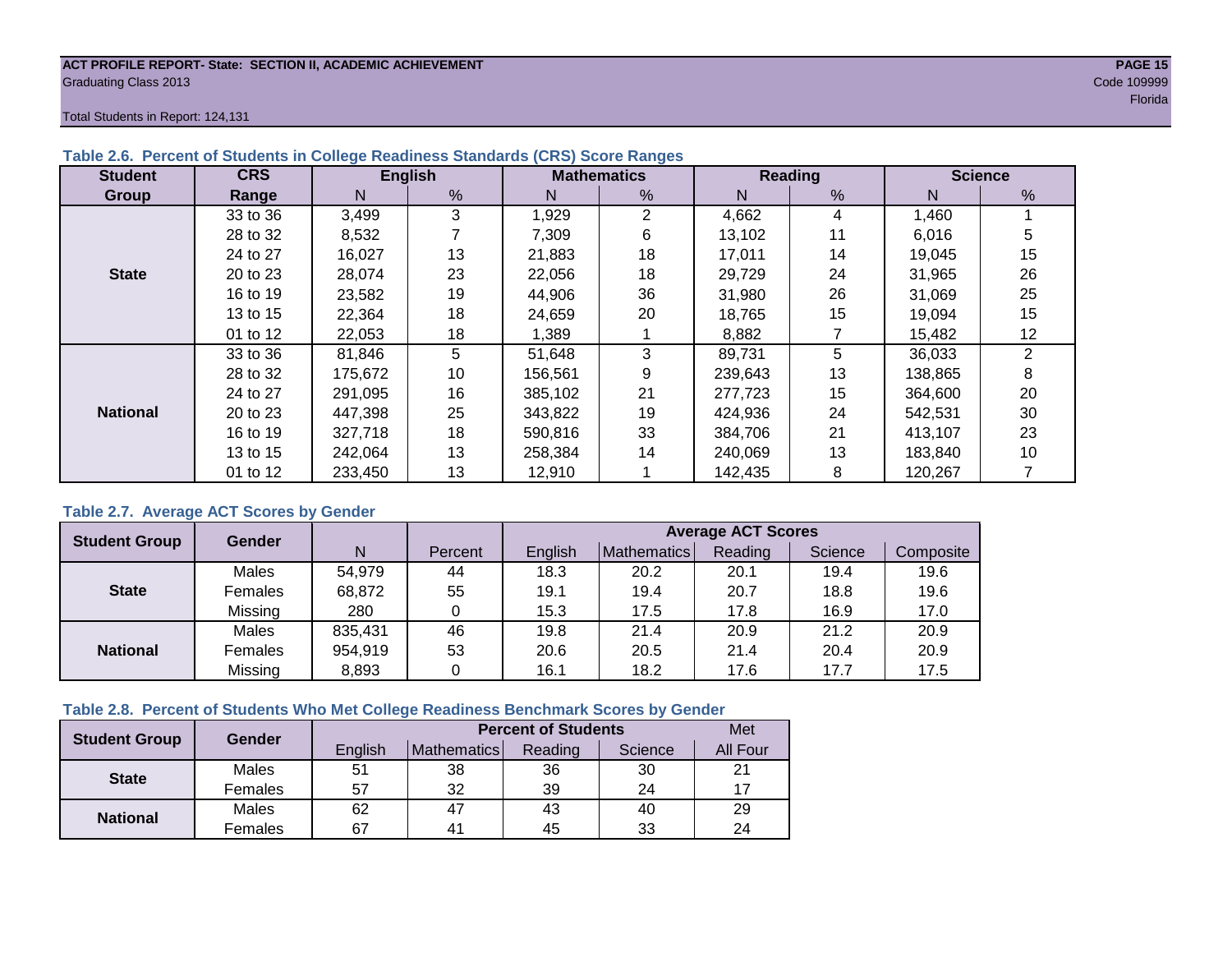**ACT PROFILE REPORT- State: SECTION II, ACADEMIC ACHIEVEMENT**
Graduating Class 2013

Code 109999
Florida

Total Students in Report: 124,131

### Table 2.6. Percent of Students in College Readiness Standards (CRS) Score Ranges

| Student Group | CRS Range | English | | Mathematics | | Reading | | Science | |
|---|---|---|---|---|---|---|---|---|---|
| | | N | % | N | % | N | % | N | % |
| State | 33 to 36 | 3,499 | 3 | 1,929 | 2 | 4,662 | 4 | 1,460 | 1 |
| | 28 to 32 | 8,532 | 7 | 7,309 | 6 | 13,102 | 11 | 6,016 | 5 |
| | 24 to 27 | 16,027 | 13 | 21,883 | 18 | 17,011 | 14 | 19,045 | 15 |
| | 20 to 23 | 28,074 | 23 | 22,056 | 18 | 29,729 | 24 | 31,965 | 26 |
| | 16 to 19 | 23,582 | 19 | 44,906 | 36 | 31,980 | 26 | 31,069 | 25 |
| | 13 to 15 | 22,364 | 18 | 24,659 | 20 | 18,765 | 15 | 19,094 | 15 |
| | 01 to 12 | 22,053 | 18 | 1,389 | 1 | 8,882 | 7 | 15,482 | 12 |
| National | 33 to 36 | 81,846 | 5 | 51,648 | 3 | 89,731 | 5 | 36,033 | 2 |
| | 28 to 32 | 175,672 | 10 | 156,561 | 9 | 239,643 | 13 | 138,865 | 8 |
| | 24 to 27 | 291,095 | 16 | 385,102 | 21 | 277,723 | 15 | 364,600 | 20 |
| | 20 to 23 | 447,398 | 25 | 343,822 | 19 | 424,936 | 24 | 542,531 | 30 |
| | 16 to 19 | 327,718 | 18 | 590,816 | 33 | 384,706 | 21 | 413,107 | 23 |
| | 13 to 15 | 242,064 | 13 | 258,384 | 14 | 240,069 | 13 | 183,840 | 10 |
| | 01 to 12 | 233,450 | 13 | 12,910 | 1 | 142,435 | 8 | 120,267 | 7 |

### Table 2.7. Average ACT Scores by Gender

| Student Group | Gender | N | Percent | Average ACT Scores | | | | |
|---|---|---|---|---|---|---|---|---|
| | | | | English | Mathematics | Reading | Science | Composite |
| State | Males | 54,979 | 44 | 18.3 | 20.2 | 20.1 | 19.4 | 19.6 |
| | Females | 68,872 | 55 | 19.1 | 19.4 | 20.7 | 18.8 | 19.6 |
| | Missing | 280 | 0 | 15.3 | 17.5 | 17.8 | 16.9 | 17.0 |
| National | Males | 835,431 | 46 | 19.8 | 21.4 | 20.9 | 21.2 | 20.9 |
| | Females | 954,919 | 53 | 20.6 | 20.5 | 21.4 | 20.4 | 20.9 |
| | Missing | 8,893 | 0 | 16.1 | 18.2 | 17.6 | 17.7 | 17.5 |

### Table 2.8. Percent of Students Who Met College Readiness Benchmark Scores by Gender

| Student Group | Gender | Percent of Students | | | | Met |
|---|---|---|---|---|---|---|
| | | English | Mathematics | Reading | Science | All Four |
| State | Males | 51 | 38 | 36 | 30 | 21 |
| | Females | 57 | 32 | 39 | 24 | 17 |
| National | Males | 62 | 47 | 43 | 40 | 29 |
| | Females | 67 | 41 | 45 | 33 | 24 |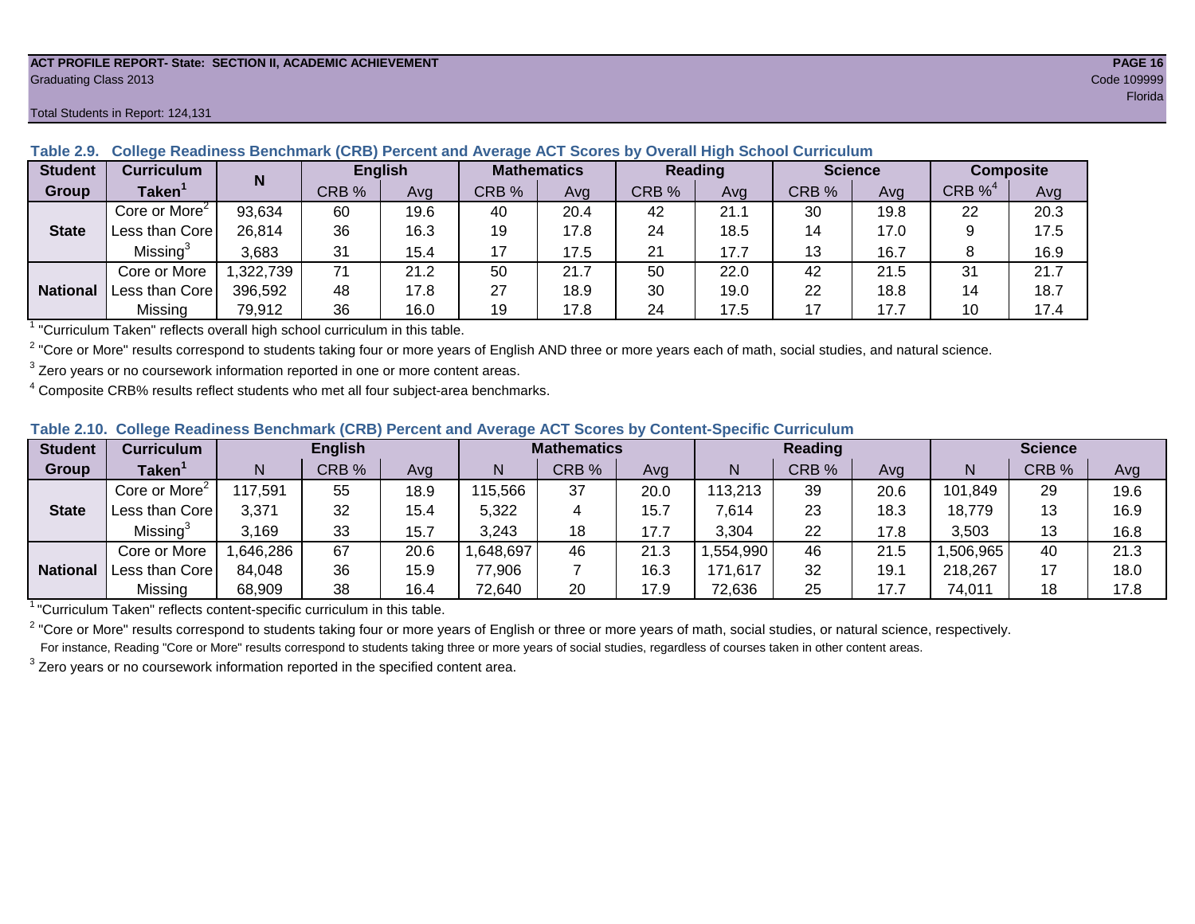ACT PROFILE REPORT- State: SECTION II, ACADEMIC ACHIEVEMENT

Graduating Class 2013

Code 109999

Florida

Total Students in Report: 124,131

**Table 2.9. College Readiness Benchmark (CRB) Percent and Average ACT Scores by Overall High School Curriculum**

| Student Group | Curriculum Taken[1] | N | English | | Mathematics | | Reading | | Science | | Composite | |
|---|---|---|---|---|---|---|---|---|---|---|---|---|
| | | | CRB % | Avg | CRB % | Avg | CRB % | Avg | CRB % | Avg | CRB %[4] | Avg |
| State | Core or More[2] | 93,634 | 60 | 19.6 | 40 | 20.4 | 42 | 21.1 | 30 | 19.8 | 22 | 20.3 |
| | Less than Core | 26,814 | 36 | 16.3 | 19 | 17.8 | 24 | 18.5 | 14 | 17.0 | 9 | 17.5 |
| | Missing[3] | 3,683 | 31 | 15.4 | 17 | 17.5 | 21 | 17.7 | 13 | 16.7 | 8 | 16.9 |
| National | Core or More | 1,322,739 | 71 | 21.2 | 50 | 21.7 | 50 | 22.0 | 42 | 21.5 | 31 | 21.7 |
| | Less than Core | 396,592 | 48 | 17.8 | 27 | 18.9 | 30 | 19.0 | 22 | 18.8 | 14 | 18.7 |
| | Missing | 79,912 | 36 | 16.0 | 19 | 17.8 | 24 | 17.5 | 17 | 17.7 | 10 | 17.4 |

[1] "Curriculum Taken" reflects overall high school curriculum in this table.

[2] "Core or More" results correspond to students taking four or more years of English AND three or more years each of math, social studies, and natural science.

[3] Zero years or no coursework information reported in one or more content areas.

[4] Composite CRB% results reflect students who met all four subject-area benchmarks.

**Table 2.10. College Readiness Benchmark (CRB) Percent and Average ACT Scores by Content-Specific Curriculum**

| Student Group | Curriculum Taken[1] | English | | | Mathematics | | | Reading | | | Science | | |
|---|---|---|---|---|---|---|---|---|---|---|---|---|---|
| | | N | CRB % | Avg | N | CRB % | Avg | N | CRB % | Avg | N | CRB % | Avg |
| State | Core or More[2] | 117,591 | 55 | 18.9 | 115,566 | 37 | 20.0 | 113,213 | 39 | 20.6 | 101,849 | 29 | 19.6 |
| | Less than Core | 3,371 | 32 | 15.4 | 5,322 | 4 | 15.7 | 7,614 | 23 | 18.3 | 18,779 | 13 | 16.9 |
| | Missing[3] | 3,169 | 33 | 15.7 | 3,243 | 18 | 17.7 | 3,304 | 22 | 17.8 | 3,503 | 13 | 16.8 |
| National | Core or More | 1,646,286 | 67 | 20.6 | 1,648,697 | 46 | 21.3 | 1,554,990 | 46 | 21.5 | 1,506,965 | 40 | 21.3 |
| | Less than Core | 84,048 | 36 | 15.9 | 77,906 | 7 | 16.3 | 171,617 | 32 | 19.1 | 218,267 | 17 | 18.0 |
| | Missing | 68,909 | 38 | 16.4 | 72,640 | 20 | 17.9 | 72,636 | 25 | 17.7 | 74,011 | 18 | 17.8 |

[1] "Curriculum Taken" reflects content-specific curriculum in this table.

[2] "Core or More" results correspond to students taking four or more years of English or three or more years of math, social studies, or natural science, respectively. For instance, Reading "Core or More" results correspond to students taking three or more years of social studies, regardless of courses taken in other content areas.

[3] Zero years or no coursework information reported in the specified content area.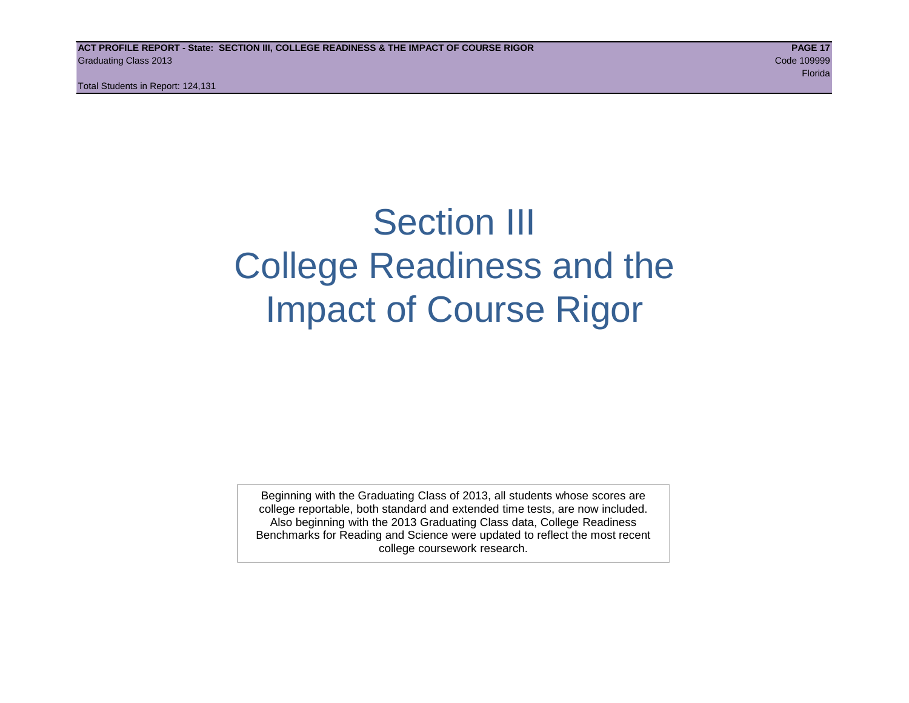# Section III
# College Readiness and the Impact of Course Rigor

Beginning with the Graduating Class of 2013, all students whose scores are college reportable, both standard and extended time tests, are now included. Also beginning with the 2013 Graduating Class data, College Readiness Benchmarks for Reading and Science were updated to reflect the most recent college coursework research.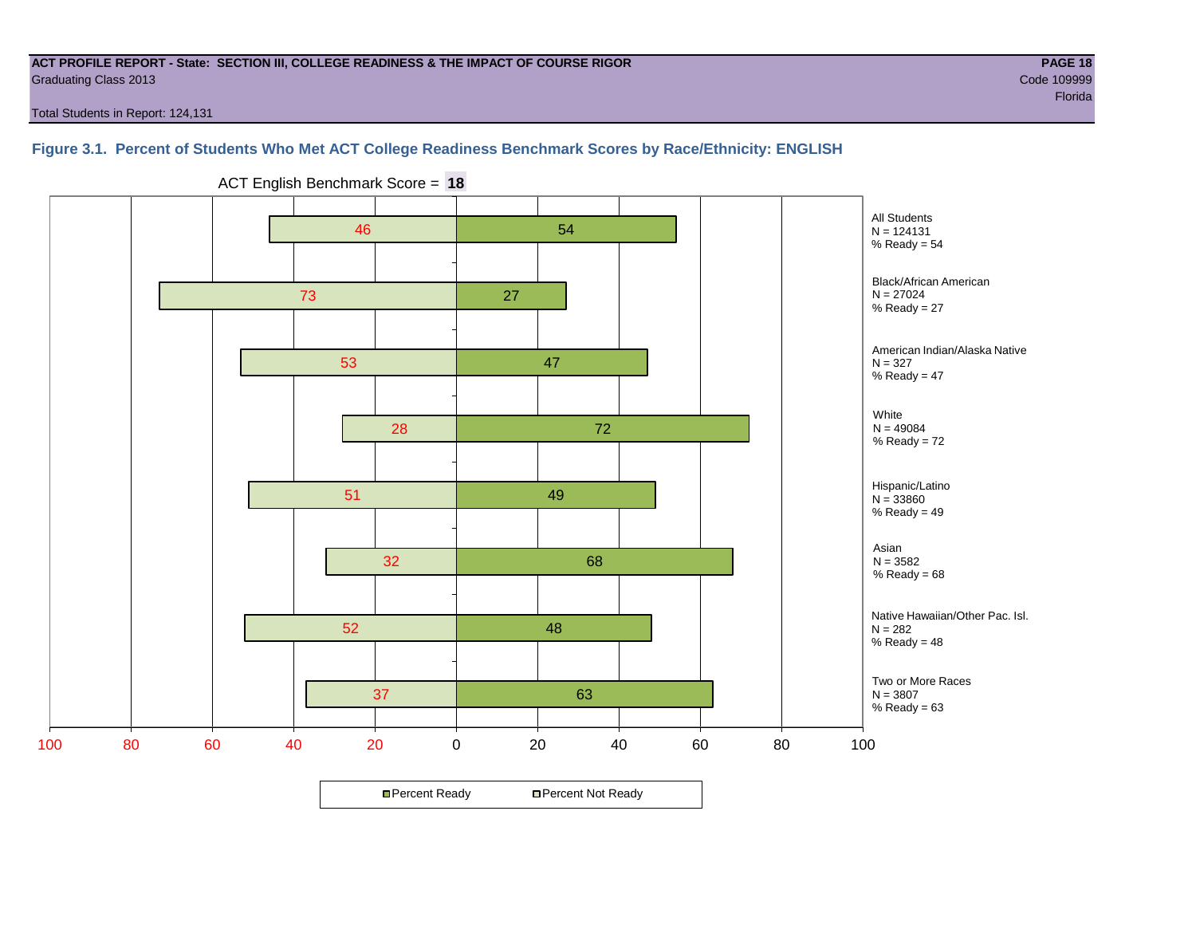**ACT PROFILE REPORT - State: SECTION III, COLLEGE READINESS & THE IMPACT OF COURSE RIGOR**
Graduating Class 2013
Code 109999
Florida

Total Students in Report: 124,131

### Figure 3.1. Percent of Students Who Met ACT College Readiness Benchmark Scores by Race/Ethnicity: ENGLISH

ACT English Benchmark Score = **18**

| Group | N | Percent Not Ready | Percent Ready | % Ready |
|---|---|---|---|---|
| All Students | 124131 | 46 | 54 | 54 |
| Black/African American | 27024 | 73 | 27 | 27 |
| American Indian/Alaska Native | 327 | 53 | 47 | 47 |
| White | 49084 | 28 | 72 | 72 |
| Hispanic/Latino | 33860 | 51 | 49 | 49 |
| Asian | 3582 | 32 | 68 | 68 |
| Native Hawaiian/Other Pac. Isl. | 282 | 52 | 48 | 48 |
| Two or More Races | 3807 | 37 | 63 | 63 |

Percent Ready | Percent Not Ready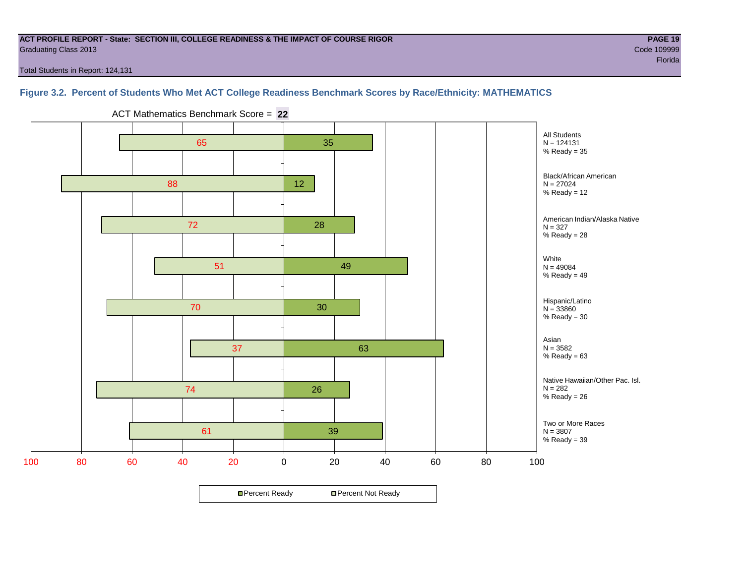ACT PROFILE REPORT - State: SECTION III, COLLEGE READINESS & THE IMPACT OF COURSE RIGOR

Graduating Class 2013

Code 109999

Florida

Total Students in Report: 124,131

### Figure 3.2. Percent of Students Who Met ACT College Readiness Benchmark Scores by Race/Ethnicity: MATHEMATICS

ACT Mathematics Benchmark Score = **22**

| Group | N | Percent Not Ready | Percent Ready |
|---|---|---|---|
| All Students | 124131 | 65 | 35 |
| Black/African American | 27024 | 88 | 12 |
| American Indian/Alaska Native | 327 | 72 | 28 |
| White | 49084 | 51 | 49 |
| Hispanic/Latino | 33860 | 70 | 30 |
| Asian | 3582 | 37 | 63 |
| Native Hawaiian/Other Pac. Isl. | 282 | 74 | 26 |
| Two or More Races | 3807 | 61 | 39 |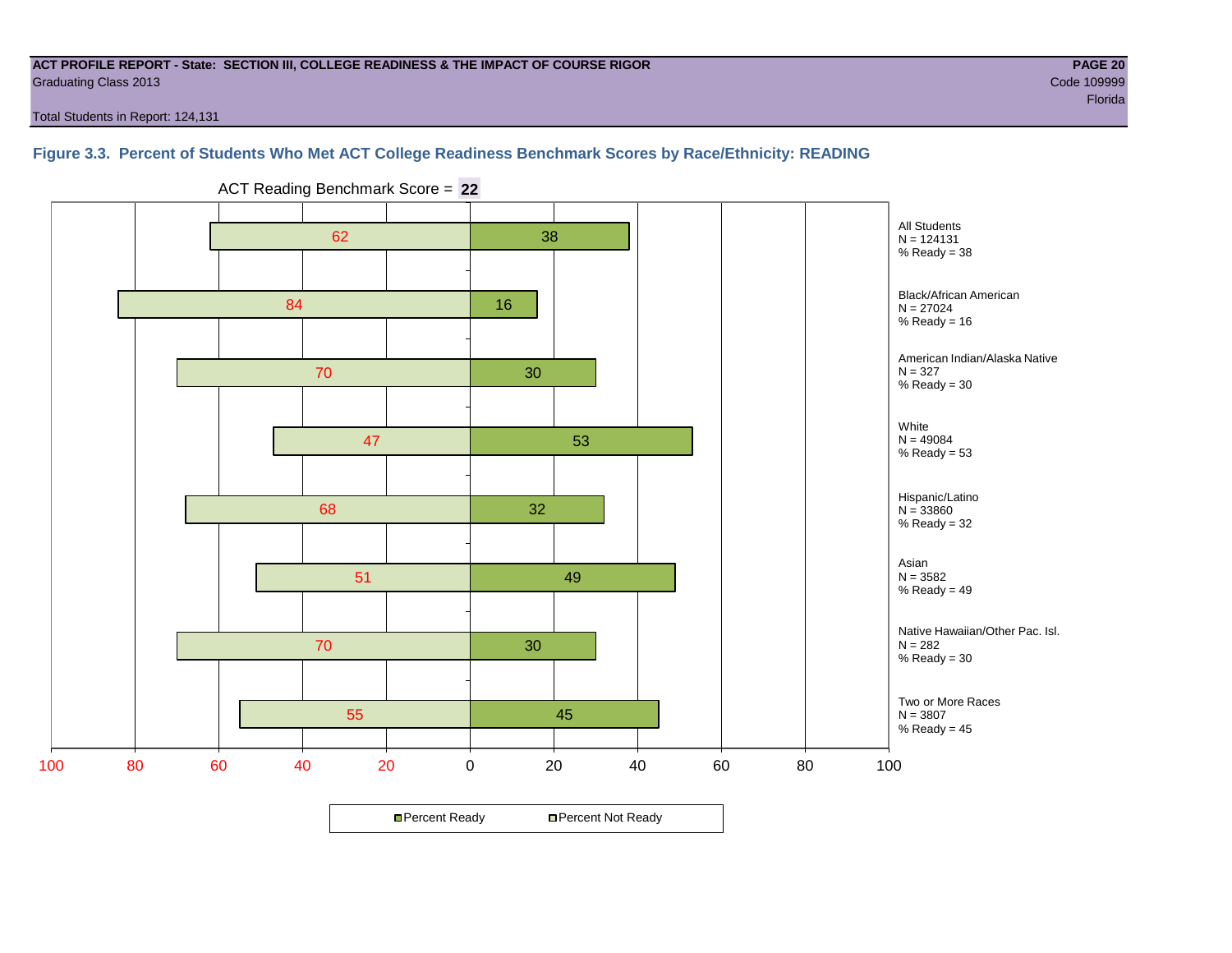**ACT PROFILE REPORT - State: SECTION III, COLLEGE READINESS & THE IMPACT OF COURSE RIGOR**
Graduating Class 2013

Code 109999
Florida

Total Students in Report: 124,131

### Figure 3.3. Percent of Students Who Met ACT College Readiness Benchmark Scores by Race/Ethnicity: READING

ACT Reading Benchmark Score = **22**

| Group | N | Percent Not Ready | Percent Ready |
|---|---|---|---|
| All Students | 124131 | 62 | 38 |
| Black/African American | 27024 | 84 | 16 |
| American Indian/Alaska Native | 327 | 70 | 30 |
| White | 49084 | 47 | 53 |
| Hispanic/Latino | 33860 | 68 | 32 |
| Asian | 3582 | 51 | 49 |
| Native Hawaiian/Other Pac. Isl. | 282 | 70 | 30 |
| Two or More Races | 3807 | 55 | 45 |

Percent Ready / Percent Not Ready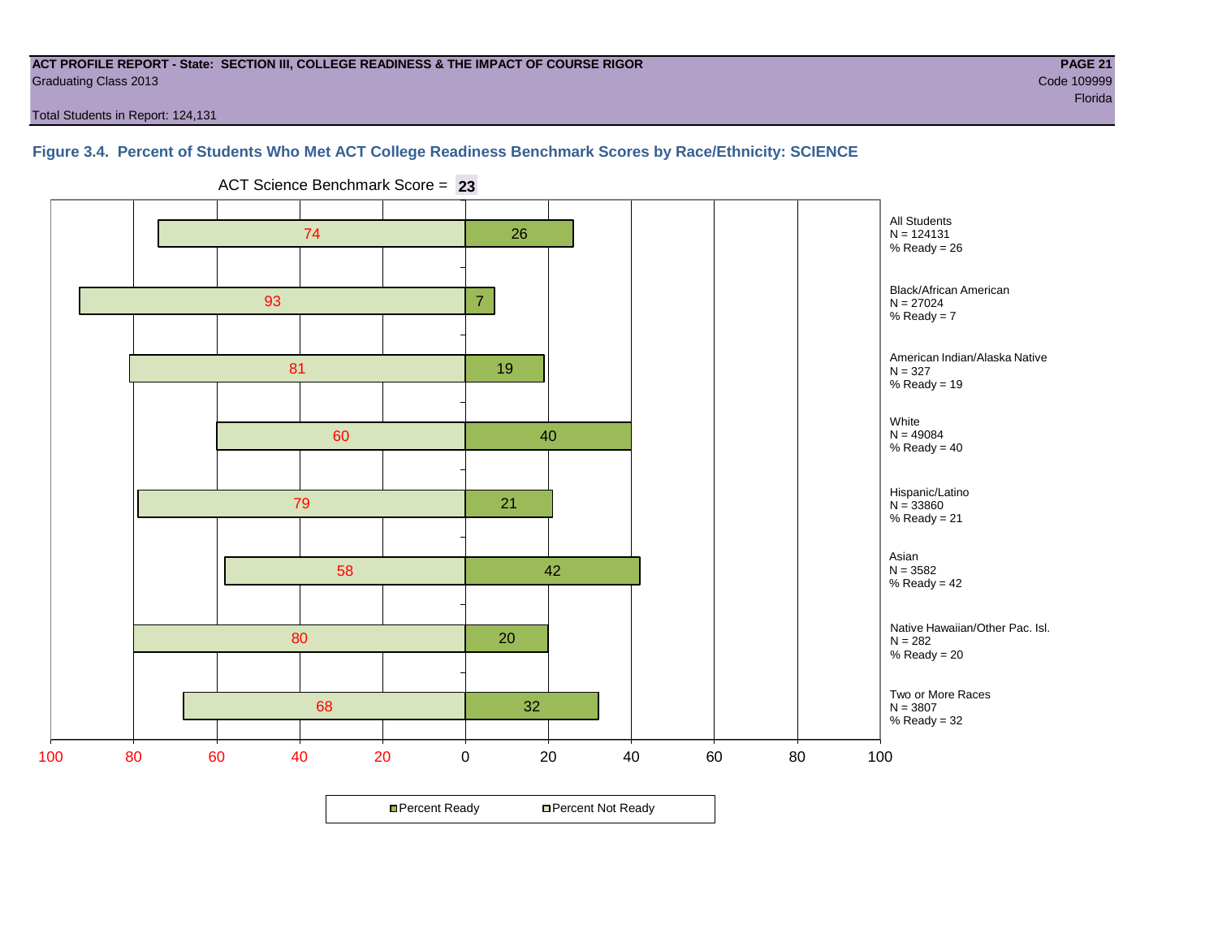**ACT PROFILE REPORT - State: SECTION III, COLLEGE READINESS & THE IMPACT OF COURSE RIGOR**
Graduating Class 2013
Code 109999
Florida

Total Students in Report: 124,131

### Figure 3.4. Percent of Students Who Met ACT College Readiness Benchmark Scores by Race/Ethnicity: SCIENCE

ACT Science Benchmark Score = **23**

| Group | N | Percent Not Ready | Percent Ready |
|---|---|---|---|
| All Students | 124131 | 74 | 26 |
| Black/African American | 27024 | 93 | 7 |
| American Indian/Alaska Native | 327 | 81 | 19 |
| White | 49084 | 60 | 40 |
| Hispanic/Latino | 33860 | 79 | 21 |
| Asian | 3582 | 58 | 42 |
| Native Hawaiian/Other Pac. Isl. | 282 | 80 | 20 |
| Two or More Races | 3807 | 68 | 32 |

Percent Ready | Percent Not Ready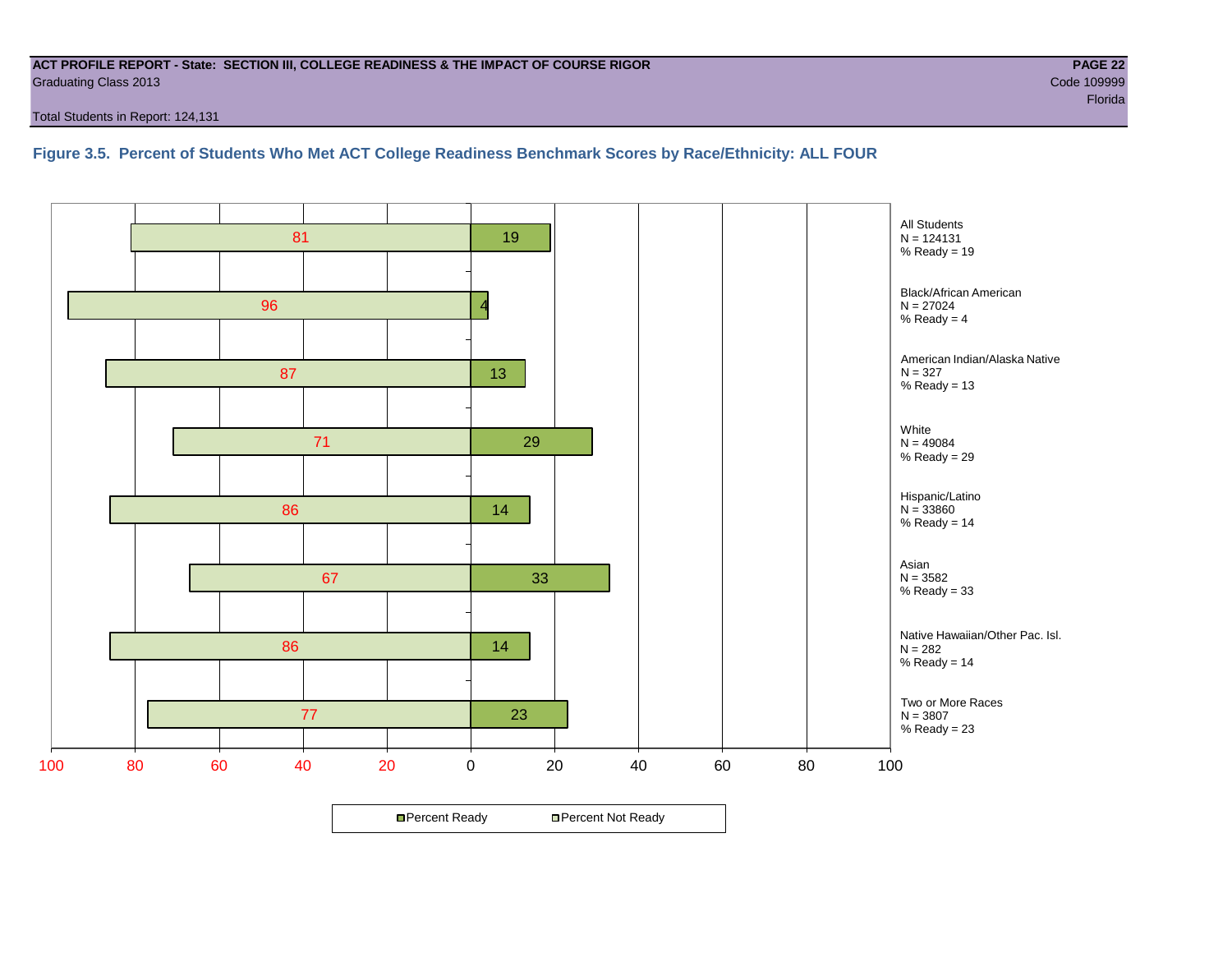**ACT PROFILE REPORT - State: SECTION III, COLLEGE READINESS & THE IMPACT OF COURSE RIGOR**

Graduating Class 2013

Code 109999

Florida

Total Students in Report: 124,131

### Figure 3.5. Percent of Students Who Met ACT College Readiness Benchmark Scores by Race/Ethnicity: ALL FOUR

| Group | N | Percent Not Ready | Percent Ready |
|---|---|---|---|
| All Students | 124131 | 81 | 19 |
| Black/African American | 27024 | 96 | 4 |
| American Indian/Alaska Native | 327 | 87 | 13 |
| White | 49084 | 71 | 29 |
| Hispanic/Latino | 33860 | 86 | 14 |
| Asian | 3582 | 67 | 33 |
| Native Hawaiian/Other Pac. Isl. | 282 | 86 | 14 |
| Two or More Races | 3807 | 77 | 23 |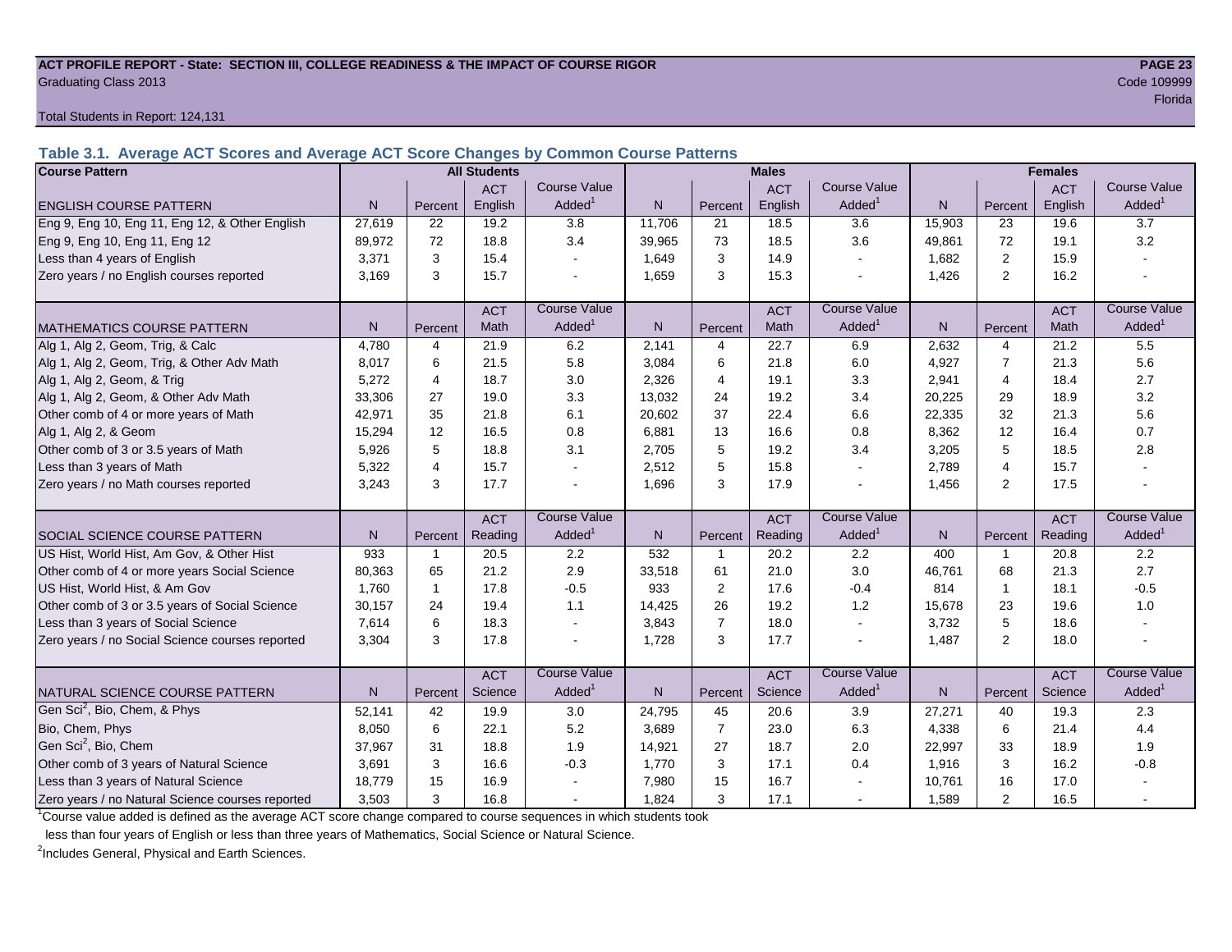**ACT PROFILE REPORT - State: SECTION III, COLLEGE READINESS & THE IMPACT OF COURSE RIGOR**
Graduating Class 2013

Code 109999
Florida

Total Students in Report: 124,131

## Table 3.1. Average ACT Scores and Average ACT Score Changes by Common Course Patterns

| Course Pattern | All Students | | | | Males | | | | Females | | | |
|---|---|---|---|---|---|---|---|---|---|---|---|---|
| ENGLISH COURSE PATTERN | N | Percent | ACT English | Course Value Added[1] | N | Percent | ACT English | Course Value Added[1] | N | Percent | ACT English | Course Value Added[1] |
| Eng 9, Eng 10, Eng 11, Eng 12, & Other English | 27,619 | 22 | 19.2 | 3.8 | 11,706 | 21 | 18.5 | 3.6 | 15,903 | 23 | 19.6 | 3.7 |
| Eng 9, Eng 10, Eng 11, Eng 12 | 89,972 | 72 | 18.8 | 3.4 | 39,965 | 73 | 18.5 | 3.6 | 49,861 | 72 | 19.1 | 3.2 |
| Less than 4 years of English | 3,371 | 3 | 15.4 | - | 1,649 | 3 | 14.9 | - | 1,682 | 2 | 15.9 | - |
| Zero years / no English courses reported | 3,169 | 3 | 15.7 | - | 1,659 | 3 | 15.3 | - | 1,426 | 2 | 16.2 | - |
| MATHEMATICS COURSE PATTERN | N | Percent | ACT Math | Course Value Added[1] | N | Percent | ACT Math | Course Value Added[1] | N | Percent | ACT Math | Course Value Added[1] |
| Alg 1, Alg 2, Geom, Trig, & Calc | 4,780 | 4 | 21.9 | 6.2 | 2,141 | 4 | 22.7 | 6.9 | 2,632 | 4 | 21.2 | 5.5 |
| Alg 1, Alg 2, Geom, Trig, & Other Adv Math | 8,017 | 6 | 21.5 | 5.8 | 3,084 | 6 | 21.8 | 6.0 | 4,927 | 7 | 21.3 | 5.6 |
| Alg 1, Alg 2, Geom, & Trig | 5,272 | 4 | 18.7 | 3.0 | 2,326 | 4 | 19.1 | 3.3 | 2,941 | 4 | 18.4 | 2.7 |
| Alg 1, Alg 2, Geom, & Other Adv Math | 33,306 | 27 | 19.0 | 3.3 | 13,032 | 24 | 19.2 | 3.4 | 20,225 | 29 | 18.9 | 3.2 |
| Other comb of 4 or more years of Math | 42,971 | 35 | 21.8 | 6.1 | 20,602 | 37 | 22.4 | 6.6 | 22,335 | 32 | 21.3 | 5.6 |
| Alg 1, Alg 2, & Geom | 15,294 | 12 | 16.5 | 0.8 | 6,881 | 13 | 16.6 | 0.8 | 8,362 | 12 | 16.4 | 0.7 |
| Other comb of 3 or 3.5 years of Math | 5,926 | 5 | 18.8 | 3.1 | 2,705 | 5 | 19.2 | 3.4 | 3,205 | 5 | 18.5 | 2.8 |
| Less than 3 years of Math | 5,322 | 4 | 15.7 | - | 2,512 | 5 | 15.8 | - | 2,789 | 4 | 15.7 | - |
| Zero years / no Math courses reported | 3,243 | 3 | 17.7 | - | 1,696 | 3 | 17.9 | - | 1,456 | 2 | 17.5 | - |
| SOCIAL SCIENCE COURSE PATTERN | N | Percent | ACT Reading | Course Value Added[1] | N | Percent | ACT Reading | Course Value Added[1] | N | Percent | ACT Reading | Course Value Added[1] |
| US Hist, World Hist, Am Gov, & Other Hist | 933 | 1 | 20.5 | 2.2 | 532 | 1 | 20.2 | 2.2 | 400 | 1 | 20.8 | 2.2 |
| Other comb of 4 or more years Social Science | 80,363 | 65 | 21.2 | 2.9 | 33,518 | 61 | 21.0 | 3.0 | 46,761 | 68 | 21.3 | 2.7 |
| US Hist, World Hist, & Am Gov | 1,760 | 1 | 17.8 | -0.5 | 933 | 2 | 17.6 | -0.4 | 814 | 1 | 18.1 | -0.5 |
| Other comb of 3 or 3.5 years of Social Science | 30,157 | 24 | 19.4 | 1.1 | 14,425 | 26 | 19.2 | 1.2 | 15,678 | 23 | 19.6 | 1.0 |
| Less than 3 years of Social Science | 7,614 | 6 | 18.3 | - | 3,843 | 7 | 18.0 | - | 3,732 | 5 | 18.6 | - |
| Zero years / no Social Science courses reported | 3,304 | 3 | 17.8 | - | 1,728 | 3 | 17.7 | - | 1,487 | 2 | 18.0 | - |
| NATURAL SCIENCE COURSE PATTERN | N | Percent | ACT Science | Course Value Added[1] | N | Percent | ACT Science | Course Value Added[1] | N | Percent | ACT Science | Course Value Added[1] |
| Gen Sci[2], Bio, Chem, & Phys | 52,141 | 42 | 19.9 | 3.0 | 24,795 | 45 | 20.6 | 3.9 | 27,271 | 40 | 19.3 | 2.3 |
| Bio, Chem, Phys | 8,050 | 6 | 22.1 | 5.2 | 3,689 | 7 | 23.0 | 6.3 | 4,338 | 6 | 21.4 | 4.4 |
| Gen Sci[2], Bio, Chem | 37,967 | 31 | 18.8 | 1.9 | 14,921 | 27 | 18.7 | 2.0 | 22,997 | 33 | 18.9 | 1.9 |
| Other comb of 3 years of Natural Science | 3,691 | 3 | 16.6 | -0.3 | 1,770 | 3 | 17.1 | 0.4 | 1,916 | 3 | 16.2 | -0.8 |
| Less than 3 years of Natural Science | 18,779 | 15 | 16.9 | - | 7,980 | 15 | 16.7 | - | 10,761 | 16 | 17.0 | - |
| Zero years / no Natural Science courses reported | 3,503 | 3 | 16.8 | - | 1,824 | 3 | 17.1 | - | 1,589 | 2 | 16.5 | - |

[1] Course value added is defined as the average ACT score change compared to course sequences in which students took less than four years of English or less than three years of Mathematics, Social Science or Natural Science.

[2] Includes General, Physical and Earth Sciences.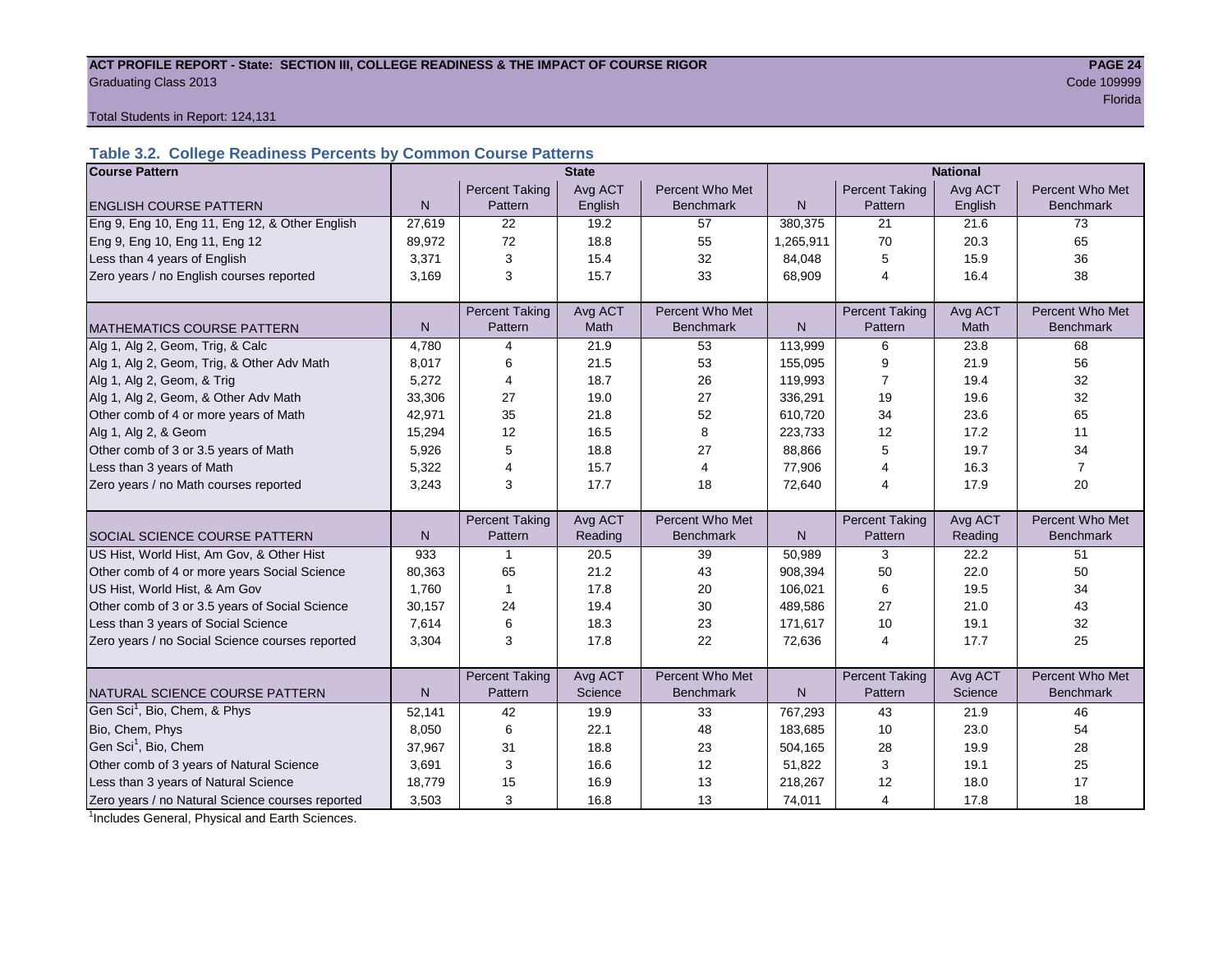ACT PROFILE REPORT - State: SECTION III, COLLEGE READINESS & THE IMPACT OF COURSE RIGOR

Graduating Class 2013

Code 109999

Florida

Total Students in Report: 124,131

### Table 3.2. College Readiness Percents by Common Course Patterns

| Course Pattern | State | | | | National | | | |
|---|---|---|---|---|---|---|---|---|
| ENGLISH COURSE PATTERN | N | Percent Taking Pattern | Avg ACT English | Percent Who Met Benchmark | N | Percent Taking Pattern | Avg ACT English | Percent Who Met Benchmark |
| Eng 9, Eng 10, Eng 11, Eng 12, & Other English | 27,619 | 22 | 19.2 | 57 | 380,375 | 21 | 21.6 | 73 |
| Eng 9, Eng 10, Eng 11, Eng 12 | 89,972 | 72 | 18.8 | 55 | 1,265,911 | 70 | 20.3 | 65 |
| Less than 4 years of English | 3,371 | 3 | 15.4 | 32 | 84,048 | 5 | 15.9 | 36 |
| Zero years / no English courses reported | 3,169 | 3 | 15.7 | 33 | 68,909 | 4 | 16.4 | 38 |
| MATHEMATICS COURSE PATTERN | N | Percent Taking Pattern | Avg ACT Math | Percent Who Met Benchmark | N | Percent Taking Pattern | Avg ACT Math | Percent Who Met Benchmark |
| Alg 1, Alg 2, Geom, Trig, & Calc | 4,780 | 4 | 21.9 | 53 | 113,999 | 6 | 23.8 | 68 |
| Alg 1, Alg 2, Geom, Trig, & Other Adv Math | 8,017 | 6 | 21.5 | 53 | 155,095 | 9 | 21.9 | 56 |
| Alg 1, Alg 2, Geom, & Trig | 5,272 | 4 | 18.7 | 26 | 119,993 | 7 | 19.4 | 32 |
| Alg 1, Alg 2, Geom, & Other Adv Math | 33,306 | 27 | 19.0 | 27 | 336,291 | 19 | 19.6 | 32 |
| Other comb of 4 or more years of Math | 42,971 | 35 | 21.8 | 52 | 610,720 | 34 | 23.6 | 65 |
| Alg 1, Alg 2, & Geom | 15,294 | 12 | 16.5 | 8 | 223,733 | 12 | 17.2 | 11 |
| Other comb of 3 or 3.5 years of Math | 5,926 | 5 | 18.8 | 27 | 88,866 | 5 | 19.7 | 34 |
| Less than 3 years of Math | 5,322 | 4 | 15.7 | 4 | 77,906 | 4 | 16.3 | 7 |
| Zero years / no Math courses reported | 3,243 | 3 | 17.7 | 18 | 72,640 | 4 | 17.9 | 20 |
| SOCIAL SCIENCE COURSE PATTERN | N | Percent Taking Pattern | Avg ACT Reading | Percent Who Met Benchmark | N | Percent Taking Pattern | Avg ACT Reading | Percent Who Met Benchmark |
| US Hist, World Hist, Am Gov, & Other Hist | 933 | 1 | 20.5 | 39 | 50,989 | 3 | 22.2 | 51 |
| Other comb of 4 or more years Social Science | 80,363 | 65 | 21.2 | 43 | 908,394 | 50 | 22.0 | 50 |
| US Hist, World Hist, & Am Gov | 1,760 | 1 | 17.8 | 20 | 106,021 | 6 | 19.5 | 34 |
| Other comb of 3 or 3.5 years of Social Science | 30,157 | 24 | 19.4 | 30 | 489,586 | 27 | 21.0 | 43 |
| Less than 3 years of Social Science | 7,614 | 6 | 18.3 | 23 | 171,617 | 10 | 19.1 | 32 |
| Zero years / no Social Science courses reported | 3,304 | 3 | 17.8 | 22 | 72,636 | 4 | 17.7 | 25 |
| NATURAL SCIENCE COURSE PATTERN | N | Percent Taking Pattern | Avg ACT Science | Percent Who Met Benchmark | N | Percent Taking Pattern | Avg ACT Science | Percent Who Met Benchmark |
| Gen Sci[1], Bio, Chem, & Phys | 52,141 | 42 | 19.9 | 33 | 767,293 | 43 | 21.9 | 46 |
| Bio, Chem, Phys | 8,050 | 6 | 22.1 | 48 | 183,685 | 10 | 23.0 | 54 |
| Gen Sci[1], Bio, Chem | 37,967 | 31 | 18.8 | 23 | 504,165 | 28 | 19.9 | 28 |
| Other comb of 3 years of Natural Science | 3,691 | 3 | 16.6 | 12 | 51,822 | 3 | 19.1 | 25 |
| Less than 3 years of Natural Science | 18,779 | 15 | 16.9 | 13 | 218,267 | 12 | 18.0 | 17 |
| Zero years / no Natural Science courses reported | 3,503 | 3 | 16.8 | 13 | 74,011 | 4 | 17.8 | 18 |

[1]Includes General, Physical and Earth Sciences.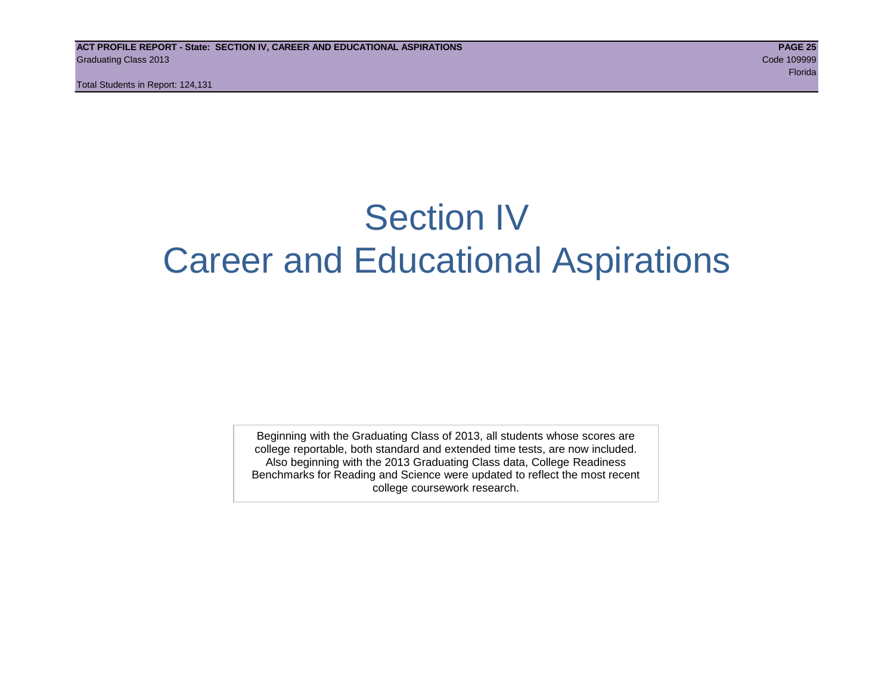# Section IV
# Career and Educational Aspirations

Beginning with the Graduating Class of 2013, all students whose scores are college reportable, both standard and extended time tests, are now included. Also beginning with the 2013 Graduating Class data, College Readiness Benchmarks for Reading and Science were updated to reflect the most recent college coursework research.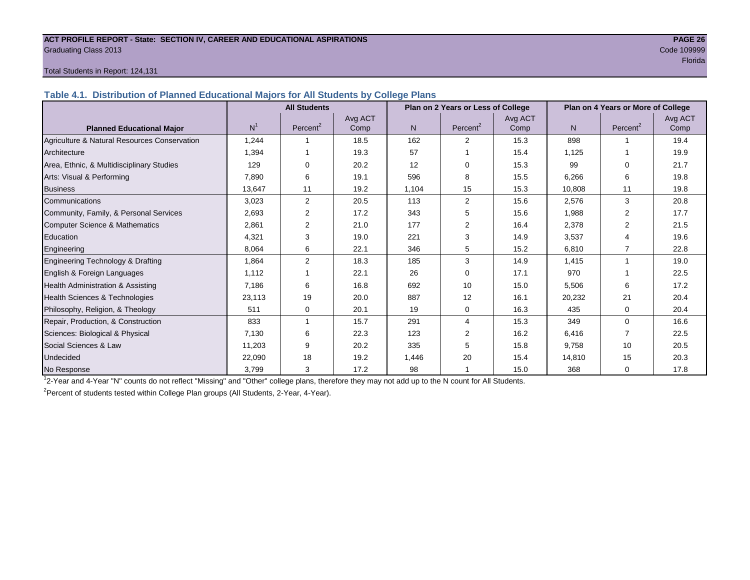ACT PROFILE REPORT - State: SECTION IV, CAREER AND EDUCATIONAL ASPIRATIONS

Graduating Class 2013

Code 109999

Florida

Total Students in Report: 124,131

### Table 4.1. Distribution of Planned Educational Majors for All Students by College Plans

| | All Students | | | Plan on 2 Years or Less of College | | | Plan on 4 Years or More of College | | |
|---|---|---|---|---|---|---|---|---|---|
| Planned Educational Major | N[1] | Percent[2] | Avg ACT Comp | N | Percent[2] | Avg ACT Comp | N | Percent[2] | Avg ACT Comp |
| Agriculture & Natural Resources Conservation | 1,244 | 1 | 18.5 | 162 | 2 | 15.3 | 898 | 1 | 19.4 |
| Architecture | 1,394 | 1 | 19.3 | 57 | 1 | 15.4 | 1,125 | 1 | 19.9 |
| Area, Ethnic, & Multidisciplinary Studies | 129 | 0 | 20.2 | 12 | 0 | 15.3 | 99 | 0 | 21.7 |
| Arts: Visual & Performing | 7,890 | 6 | 19.1 | 596 | 8 | 15.5 | 6,266 | 6 | 19.8 |
| Business | 13,647 | 11 | 19.2 | 1,104 | 15 | 15.3 | 10,808 | 11 | 19.8 |
| Communications | 3,023 | 2 | 20.5 | 113 | 2 | 15.6 | 2,576 | 3 | 20.8 |
| Community, Family, & Personal Services | 2,693 | 2 | 17.2 | 343 | 5 | 15.6 | 1,988 | 2 | 17.7 |
| Computer Science & Mathematics | 2,861 | 2 | 21.0 | 177 | 2 | 16.4 | 2,378 | 2 | 21.5 |
| Education | 4,321 | 3 | 19.0 | 221 | 3 | 14.9 | 3,537 | 4 | 19.6 |
| Engineering | 8,064 | 6 | 22.1 | 346 | 5 | 15.2 | 6,810 | 7 | 22.8 |
| Engineering Technology & Drafting | 1,864 | 2 | 18.3 | 185 | 3 | 14.9 | 1,415 | 1 | 19.0 |
| English & Foreign Languages | 1,112 | 1 | 22.1 | 26 | 0 | 17.1 | 970 | 1 | 22.5 |
| Health Administration & Assisting | 7,186 | 6 | 16.8 | 692 | 10 | 15.0 | 5,506 | 6 | 17.2 |
| Health Sciences & Technologies | 23,113 | 19 | 20.0 | 887 | 12 | 16.1 | 20,232 | 21 | 20.4 |
| Philosophy, Religion, & Theology | 511 | 0 | 20.1 | 19 | 0 | 16.3 | 435 | 0 | 20.4 |
| Repair, Production, & Construction | 833 | 1 | 15.7 | 291 | 4 | 15.3 | 349 | 0 | 16.6 |
| Sciences: Biological & Physical | 7,130 | 6 | 22.3 | 123 | 2 | 16.2 | 6,416 | 7 | 22.5 |
| Social Sciences & Law | 11,203 | 9 | 20.2 | 335 | 5 | 15.8 | 9,758 | 10 | 20.5 |
| Undecided | 22,090 | 18 | 19.2 | 1,446 | 20 | 15.4 | 14,810 | 15 | 20.3 |
| No Response | 3,799 | 3 | 17.2 | 98 | 1 | 15.0 | 368 | 0 | 17.8 |

[1] 2-Year and 4-Year "N" counts do not reflect "Missing" and "Other" college plans, therefore they may not add up to the N count for All Students.

[2] Percent of students tested within College Plan groups (All Students, 2-Year, 4-Year).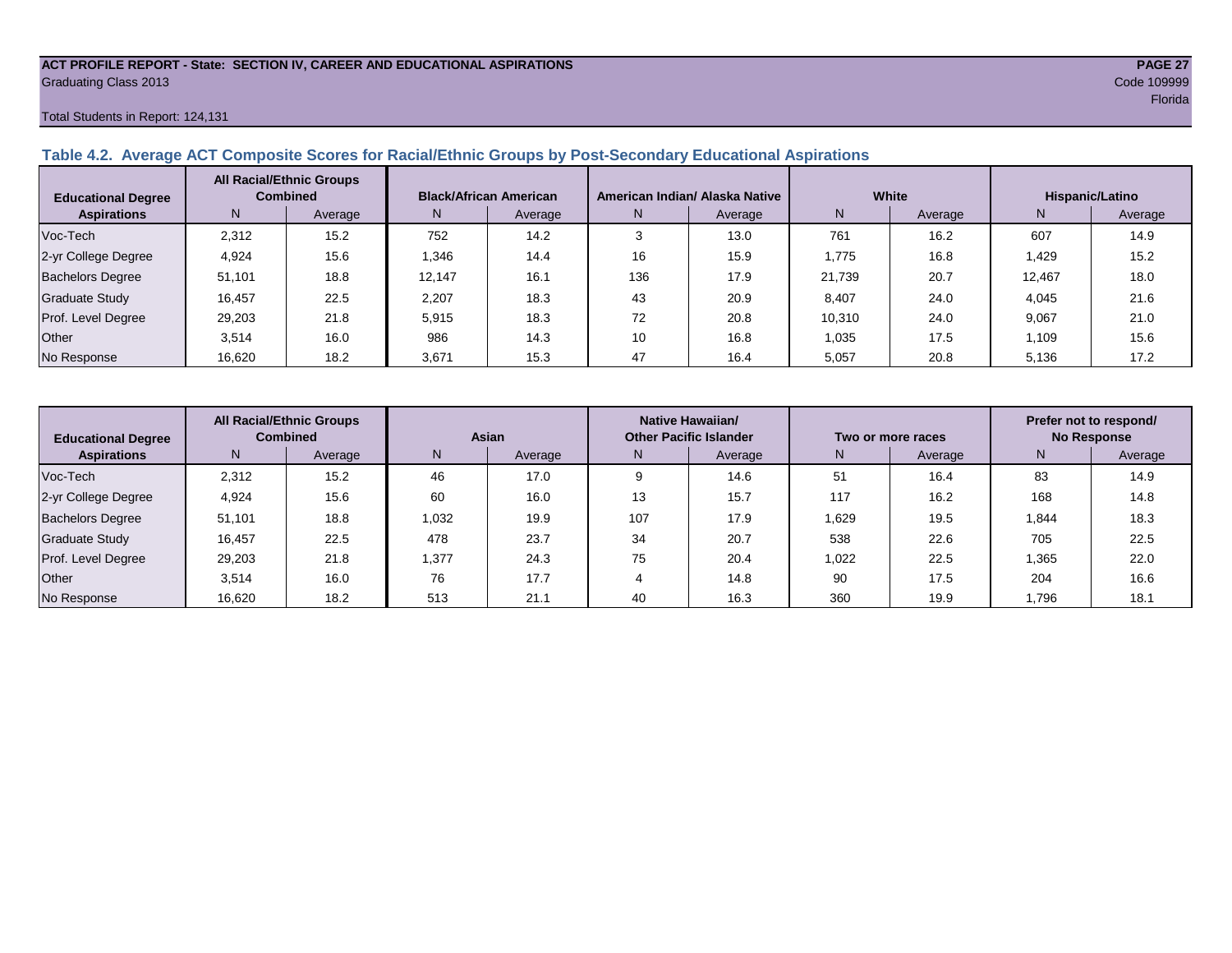ACT PROFILE REPORT - State: SECTION IV, CAREER AND EDUCATIONAL ASPIRATIONS
Graduating Class 2013
Code 109999
Florida

Total Students in Report: 124,131

## Table 4.2. Average ACT Composite Scores for Racial/Ethnic Groups by Post-Secondary Educational Aspirations

| Educational Degree Aspirations | All Racial/Ethnic Groups Combined | | Black/African American | | American Indian/ Alaska Native | | White | | Hispanic/Latino | |
|---|---|---|---|---|---|---|---|---|---|---|
| | N | Average | N | Average | N | Average | N | Average | N | Average |
| Voc-Tech | 2,312 | 15.2 | 752 | 14.2 | 3 | 13.0 | 761 | 16.2 | 607 | 14.9 |
| 2-yr College Degree | 4,924 | 15.6 | 1,346 | 14.4 | 16 | 15.9 | 1,775 | 16.8 | 1,429 | 15.2 |
| Bachelors Degree | 51,101 | 18.8 | 12,147 | 16.1 | 136 | 17.9 | 21,739 | 20.7 | 12,467 | 18.0 |
| Graduate Study | 16,457 | 22.5 | 2,207 | 18.3 | 43 | 20.9 | 8,407 | 24.0 | 4,045 | 21.6 |
| Prof. Level Degree | 29,203 | 21.8 | 5,915 | 18.3 | 72 | 20.8 | 10,310 | 24.0 | 9,067 | 21.0 |
| Other | 3,514 | 16.0 | 986 | 14.3 | 10 | 16.8 | 1,035 | 17.5 | 1,109 | 15.6 |
| No Response | 16,620 | 18.2 | 3,671 | 15.3 | 47 | 16.4 | 5,057 | 20.8 | 5,136 | 17.2 |

| Educational Degree Aspirations | All Racial/Ethnic Groups Combined | | Asian | | Native Hawaiian/ Other Pacific Islander | | Two or more races | | Prefer not to respond/ No Response | |
|---|---|---|---|---|---|---|---|---|---|---|
| | N | Average | N | Average | N | Average | N | Average | N | Average |
| Voc-Tech | 2,312 | 15.2 | 46 | 17.0 | 9 | 14.6 | 51 | 16.4 | 83 | 14.9 |
| 2-yr College Degree | 4,924 | 15.6 | 60 | 16.0 | 13 | 15.7 | 117 | 16.2 | 168 | 14.8 |
| Bachelors Degree | 51,101 | 18.8 | 1,032 | 19.9 | 107 | 17.9 | 1,629 | 19.5 | 1,844 | 18.3 |
| Graduate Study | 16,457 | 22.5 | 478 | 23.7 | 34 | 20.7 | 538 | 22.6 | 705 | 22.5 |
| Prof. Level Degree | 29,203 | 21.8 | 1,377 | 24.3 | 75 | 20.4 | 1,022 | 22.5 | 1,365 | 22.0 |
| Other | 3,514 | 16.0 | 76 | 17.7 | 4 | 14.8 | 90 | 17.5 | 204 | 16.6 |
| No Response | 16,620 | 18.2 | 513 | 21.1 | 40 | 16.3 | 360 | 19.9 | 1,796 | 18.1 |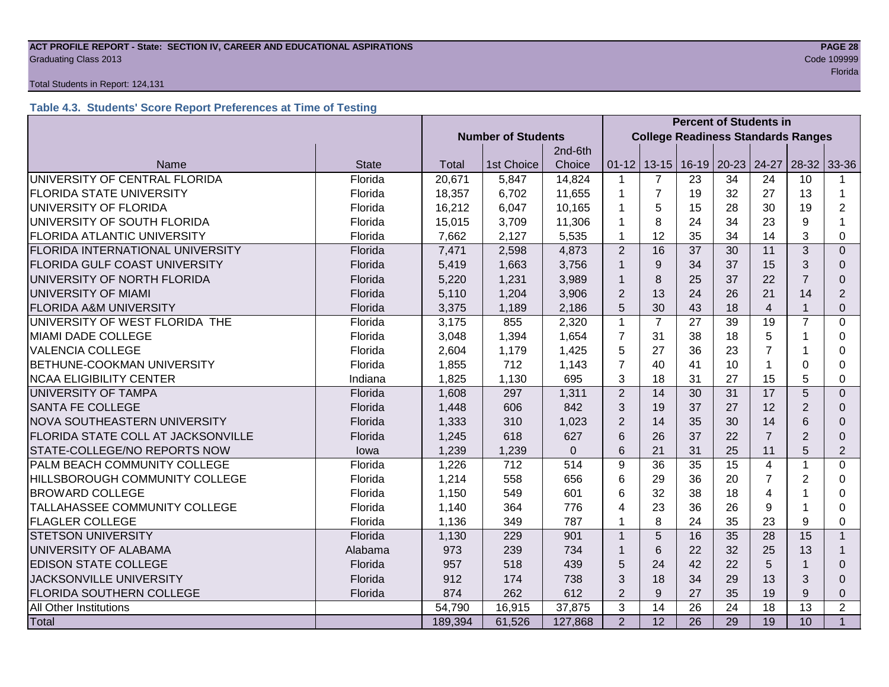Total Students in Report: 124,131

### Table 4.3. Students' Score Report Preferences at Time of Testing

| | | Number of Students | | | Percent of Students in College Readiness Standards Ranges | | | | | | |
|---|---|---|---|---|---|---|---|---|---|---|---|
| Name | State | Total | 1st Choice | 2nd-6th Choice | 01-12 | 13-15 | 16-19 | 20-23 | 24-27 | 28-32 | 33-36 |
| UNIVERSITY OF CENTRAL FLORIDA | Florida | 20,671 | 5,847 | 14,824 | 1 | 7 | 23 | 34 | 24 | 10 | 1 |
| FLORIDA STATE UNIVERSITY | Florida | 18,357 | 6,702 | 11,655 | 1 | 7 | 19 | 32 | 27 | 13 | 1 |
| UNIVERSITY OF FLORIDA | Florida | 16,212 | 6,047 | 10,165 | 1 | 5 | 15 | 28 | 30 | 19 | 2 |
| UNIVERSITY OF SOUTH FLORIDA | Florida | 15,015 | 3,709 | 11,306 | 1 | 8 | 24 | 34 | 23 | 9 | 1 |
| FLORIDA ATLANTIC UNIVERSITY | Florida | 7,662 | 2,127 | 5,535 | 1 | 12 | 35 | 34 | 14 | 3 | 0 |
| FLORIDA INTERNATIONAL UNIVERSITY | Florida | 7,471 | 2,598 | 4,873 | 2 | 16 | 37 | 30 | 11 | 3 | 0 |
| FLORIDA GULF COAST UNIVERSITY | Florida | 5,419 | 1,663 | 3,756 | 1 | 9 | 34 | 37 | 15 | 3 | 0 |
| UNIVERSITY OF NORTH FLORIDA | Florida | 5,220 | 1,231 | 3,989 | 1 | 8 | 25 | 37 | 22 | 7 | 0 |
| UNIVERSITY OF MIAMI | Florida | 5,110 | 1,204 | 3,906 | 2 | 13 | 24 | 26 | 21 | 14 | 2 |
| FLORIDA A&M UNIVERSITY | Florida | 3,375 | 1,189 | 2,186 | 5 | 30 | 43 | 18 | 4 | 1 | 0 |
| UNIVERSITY OF WEST FLORIDA THE | Florida | 3,175 | 855 | 2,320 | 1 | 7 | 27 | 39 | 19 | 7 | 0 |
| MIAMI DADE COLLEGE | Florida | 3,048 | 1,394 | 1,654 | 7 | 31 | 38 | 18 | 5 | 1 | 0 |
| VALENCIA COLLEGE | Florida | 2,604 | 1,179 | 1,425 | 5 | 27 | 36 | 23 | 7 | 1 | 0 |
| BETHUNE-COOKMAN UNIVERSITY | Florida | 1,855 | 712 | 1,143 | 7 | 40 | 41 | 10 | 1 | 0 | 0 |
| NCAA ELIGIBILITY CENTER | Indiana | 1,825 | 1,130 | 695 | 3 | 18 | 31 | 27 | 15 | 5 | 0 |
| UNIVERSITY OF TAMPA | Florida | 1,608 | 297 | 1,311 | 2 | 14 | 30 | 31 | 17 | 5 | 0 |
| SANTA FE COLLEGE | Florida | 1,448 | 606 | 842 | 3 | 19 | 37 | 27 | 12 | 2 | 0 |
| NOVA SOUTHEASTERN UNIVERSITY | Florida | 1,333 | 310 | 1,023 | 2 | 14 | 35 | 30 | 14 | 6 | 0 |
| FLORIDA STATE COLL AT JACKSONVILLE | Florida | 1,245 | 618 | 627 | 6 | 26 | 37 | 22 | 7 | 2 | 0 |
| STATE-COLLEGE/NO REPORTS NOW | Iowa | 1,239 | 1,239 | 0 | 6 | 21 | 31 | 25 | 11 | 5 | 2 |
| PALM BEACH COMMUNITY COLLEGE | Florida | 1,226 | 712 | 514 | 9 | 36 | 35 | 15 | 4 | 1 | 0 |
| HILLSBOROUGH COMMUNITY COLLEGE | Florida | 1,214 | 558 | 656 | 6 | 29 | 36 | 20 | 7 | 2 | 0 |
| BROWARD COLLEGE | Florida | 1,150 | 549 | 601 | 6 | 32 | 38 | 18 | 4 | 1 | 0 |
| TALLAHASSEE COMMUNITY COLLEGE | Florida | 1,140 | 364 | 776 | 4 | 23 | 36 | 26 | 9 | 1 | 0 |
| FLAGLER COLLEGE | Florida | 1,136 | 349 | 787 | 1 | 8 | 24 | 35 | 23 | 9 | 0 |
| STETSON UNIVERSITY | Florida | 1,130 | 229 | 901 | 1 | 5 | 16 | 35 | 28 | 15 | 1 |
| UNIVERSITY OF ALABAMA | Alabama | 973 | 239 | 734 | 1 | 6 | 22 | 32 | 25 | 13 | 1 |
| EDISON STATE COLLEGE | Florida | 957 | 518 | 439 | 5 | 24 | 42 | 22 | 5 | 1 | 0 |
| JACKSONVILLE UNIVERSITY | Florida | 912 | 174 | 738 | 3 | 18 | 34 | 29 | 13 | 3 | 0 |
| FLORIDA SOUTHERN COLLEGE | Florida | 874 | 262 | 612 | 2 | 9 | 27 | 35 | 19 | 9 | 0 |
| All Other Institutions | | 54,790 | 16,915 | 37,875 | 3 | 14 | 26 | 24 | 18 | 13 | 2 |
| Total | | 189,394 | 61,526 | 127,868 | 2 | 12 | 26 | 29 | 19 | 10 | 1 |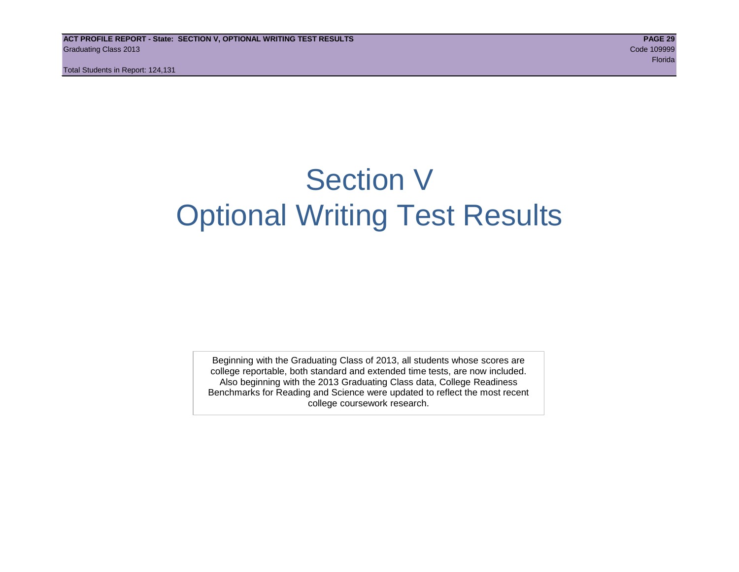# Section V
# Optional Writing Test Results

Beginning with the Graduating Class of 2013, all students whose scores are college reportable, both standard and extended time tests, are now included. Also beginning with the 2013 Graduating Class data, College Readiness Benchmarks for Reading and Science were updated to reflect the most recent college coursework research.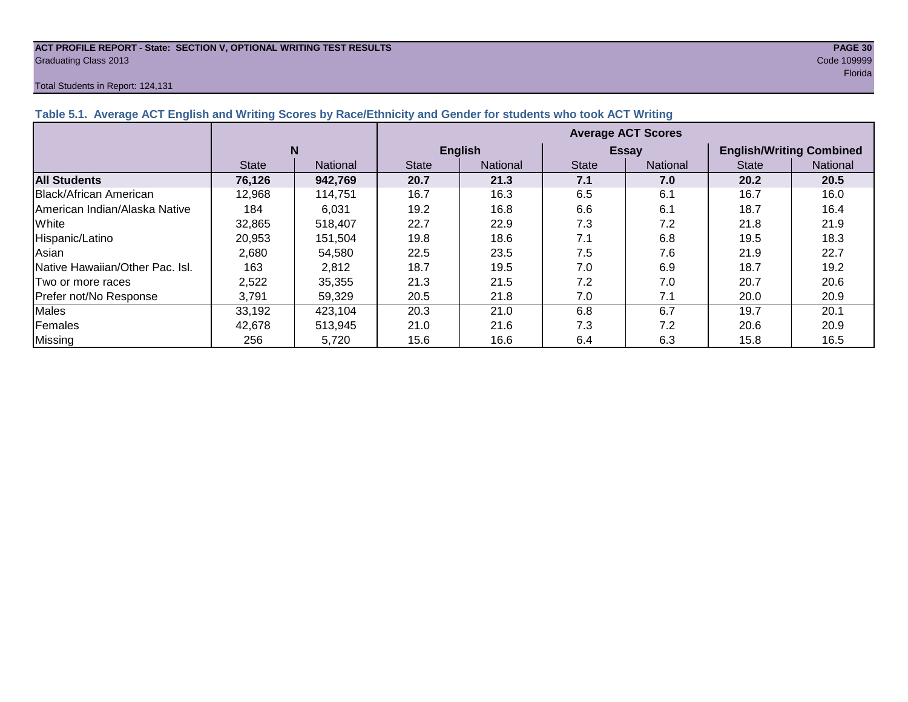**ACT PROFILE REPORT - State: SECTION V, OPTIONAL WRITING TEST RESULTS**

Graduating Class 2013

Code 109999

Florida

Total Students in Report: 124,131

### Table 5.1. Average ACT English and Writing Scores by Race/Ethnicity and Gender for students who took ACT Writing

| | N | | Average ACT Scores | | | | | |
|---|---|---|---|---|---|---|---|---|
| | | | English | | Essay | | English/Writing Combined | |
| | State | National | State | National | State | National | State | National |
| **All Students** | **76,126** | **942,769** | **20.7** | **21.3** | **7.1** | **7.0** | **20.2** | **20.5** |
| Black/African American | 12,968 | 114,751 | 16.7 | 16.3 | 6.5 | 6.1 | 16.7 | 16.0 |
| American Indian/Alaska Native | 184 | 6,031 | 19.2 | 16.8 | 6.6 | 6.1 | 18.7 | 16.4 |
| White | 32,865 | 518,407 | 22.7 | 22.9 | 7.3 | 7.2 | 21.8 | 21.9 |
| Hispanic/Latino | 20,953 | 151,504 | 19.8 | 18.6 | 7.1 | 6.8 | 19.5 | 18.3 |
| Asian | 2,680 | 54,580 | 22.5 | 23.5 | 7.5 | 7.6 | 21.9 | 22.7 |
| Native Hawaiian/Other Pac. Isl. | 163 | 2,812 | 18.7 | 19.5 | 7.0 | 6.9 | 18.7 | 19.2 |
| Two or more races | 2,522 | 35,355 | 21.3 | 21.5 | 7.2 | 7.0 | 20.7 | 20.6 |
| Prefer not/No Response | 3,791 | 59,329 | 20.5 | 21.8 | 7.0 | 7.1 | 20.0 | 20.9 |
| Males | 33,192 | 423,104 | 20.3 | 21.0 | 6.8 | 6.7 | 19.7 | 20.1 |
| Females | 42,678 | 513,945 | 21.0 | 21.6 | 7.3 | 7.2 | 20.6 | 20.9 |
| Missing | 256 | 5,720 | 15.6 | 16.6 | 6.4 | 6.3 | 15.8 | 16.5 |